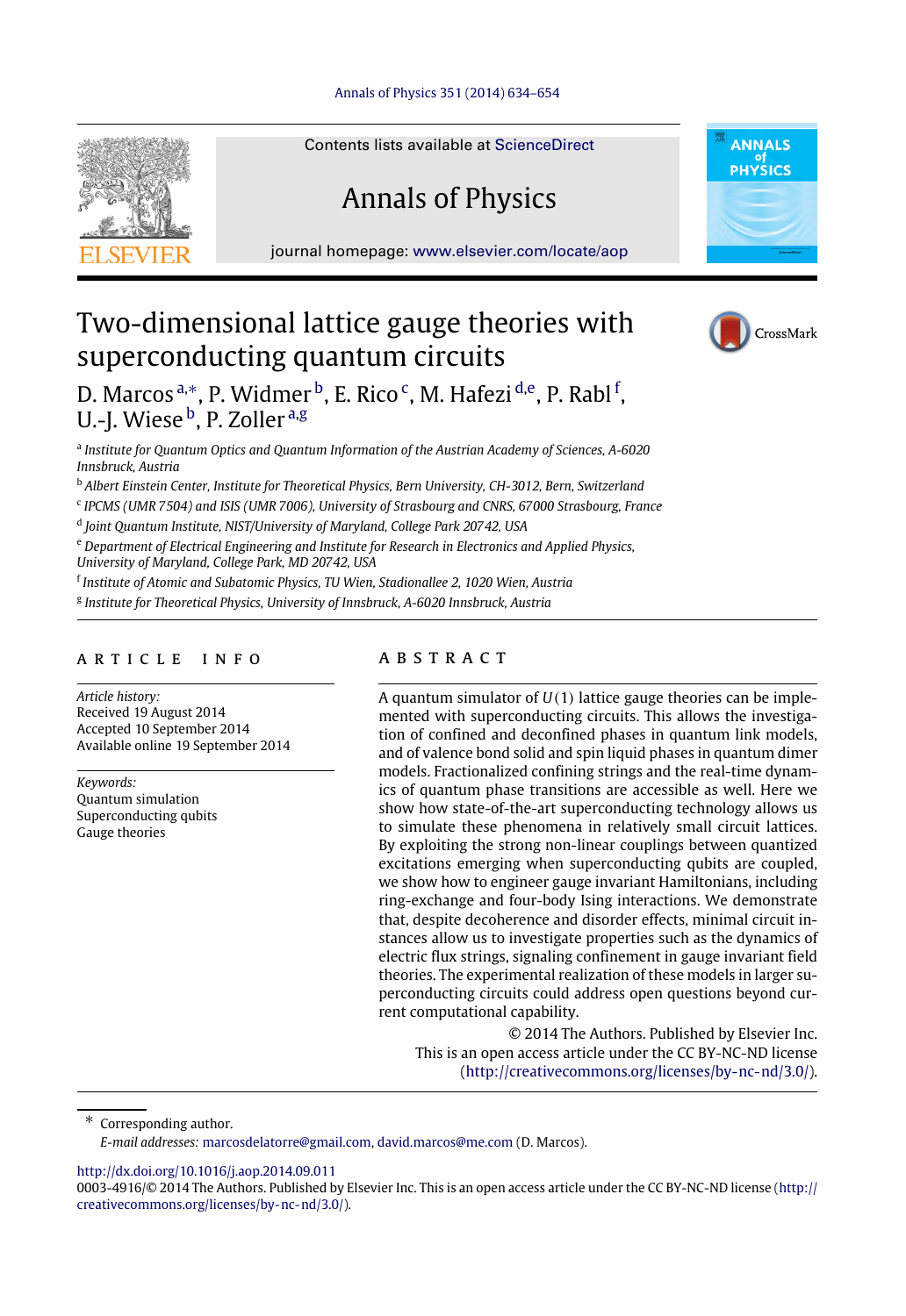Contents lists available at ScienceDirect

# Annals of Physics

journal homepage: www.elsevier.com/locate/aop

# Two-dimensional lattice gauge theories with superconducting quantum circuits

D. Marcos [a,*], P. Widmer [b], E. Rico [c], M. Hafezi [d,e], P. Rabl [f], U.-J. Wiese [b], P. Zoller [a,g]

[a] *Institute for Quantum Optics and Quantum Information of the Austrian Academy of Sciences, A-6020 Innsbruck, Austria*

[b] *Albert Einstein Center, Institute for Theoretical Physics, Bern University, CH-3012, Bern, Switzerland*

[c] *IPCMS (UMR 7504) and ISIS (UMR 7006), University of Strasbourg and CNRS, 67000 Strasbourg, France*

[d] *Joint Quantum Institute, NIST/University of Maryland, College Park 20742, USA*

[e] *Department of Electrical Engineering and Institute for Research in Electronics and Applied Physics, University of Maryland, College Park, MD 20742, USA*

[f] *Institute of Atomic and Subatomic Physics, TU Wien, Stadionallee 2, 1020 Wien, Austria*

[g] *Institute for Theoretical Physics, University of Innsbruck, A-6020 Innsbruck, Austria*

## ARTICLE INFO

*Article history:*
Received 19 August 2014
Accepted 10 September 2014
Available online 19 September 2014

*Keywords:*
Quantum simulation
Superconducting qubits
Gauge theories

## ABSTRACT

A quantum simulator of $U(1)$ lattice gauge theories can be implemented with superconducting circuits. This allows the investigation of confined and deconfined phases in quantum link models, and of valence bond solid and spin liquid phases in quantum dimer models. Fractionalized confining strings and the real-time dynamics of quantum phase transitions are accessible as well. Here we show how state-of-the-art superconducting technology allows us to simulate these phenomena in relatively small circuit lattices. By exploiting the strong non-linear couplings between quantized excitations emerging when superconducting qubits are coupled, we show how to engineer gauge invariant Hamiltonians, including ring-exchange and four-body Ising interactions. We demonstrate that, despite decoherence and disorder effects, minimal circuit instances allow us to investigate properties such as the dynamics of electric flux strings, signaling confinement in gauge invariant field theories. The experimental realization of these models in larger superconducting circuits could address open questions beyond current computational capability.

© 2014 The Authors. Published by Elsevier Inc.
This is an open access article under the CC BY-NC-ND license (http://creativecommons.org/licenses/by-nc-nd/3.0/).

---

\* Corresponding author.
*E-mail addresses:* marcosdelatorre@gmail.com, david.marcos@me.com (D. Marcos).

http://dx.doi.org/10.1016/j.aop.2014.09.011
0003-4916/© 2014 The Authors. Published by Elsevier Inc. This is an open access article under the CC BY-NC-ND license (http://creativecommons.org/licenses/by-nc-nd/3.0/).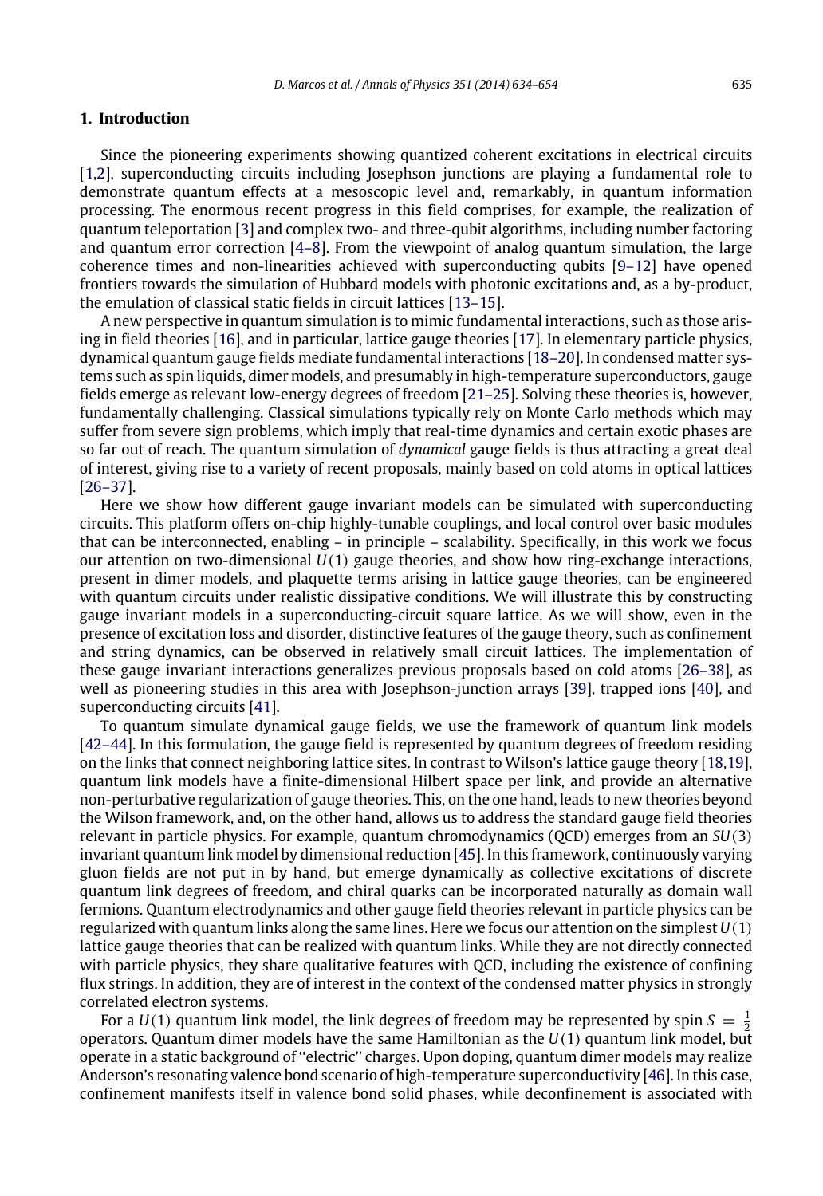## 1. Introduction

Since the pioneering experiments showing quantized coherent excitations in electrical circuits [1,2], superconducting circuits including Josephson junctions are playing a fundamental role to demonstrate quantum effects at a mesoscopic level and, remarkably, in quantum information processing. The enormous recent progress in this field comprises, for example, the realization of quantum teleportation [3] and complex two- and three-qubit algorithms, including number factoring and quantum error correction [4–8]. From the viewpoint of analog quantum simulation, the large coherence times and non-linearities achieved with superconducting qubits [9–12] have opened frontiers towards the simulation of Hubbard models with photonic excitations and, as a by-product, the emulation of classical static fields in circuit lattices [13–15].

A new perspective in quantum simulation is to mimic fundamental interactions, such as those arising in field theories [16], and in particular, lattice gauge theories [17]. In elementary particle physics, dynamical quantum gauge fields mediate fundamental interactions [18–20]. In condensed matter systems such as spin liquids, dimer models, and presumably in high-temperature superconductors, gauge fields emerge as relevant low-energy degrees of freedom [21–25]. Solving these theories is, however, fundamentally challenging. Classical simulations typically rely on Monte Carlo methods which may suffer from severe sign problems, which imply that real-time dynamics and certain exotic phases are so far out of reach. The quantum simulation of *dynamical* gauge fields is thus attracting a great deal of interest, giving rise to a variety of recent proposals, mainly based on cold atoms in optical lattices [26–37].

Here we show how different gauge invariant models can be simulated with superconducting circuits. This platform offers on-chip highly-tunable couplings, and local control over basic modules that can be interconnected, enabling – in principle – scalability. Specifically, in this work we focus our attention on two-dimensional $U(1)$ gauge theories, and show how ring-exchange interactions, present in dimer models, and plaquette terms arising in lattice gauge theories, can be engineered with quantum circuits under realistic dissipative conditions. We will illustrate this by constructing gauge invariant models in a superconducting-circuit square lattice. As we will show, even in the presence of excitation loss and disorder, distinctive features of the gauge theory, such as confinement and string dynamics, can be observed in relatively small circuit lattices. The implementation of these gauge invariant interactions generalizes previous proposals based on cold atoms [26–38], as well as pioneering studies in this area with Josephson-junction arrays [39], trapped ions [40], and superconducting circuits [41].

To quantum simulate dynamical gauge fields, we use the framework of quantum link models [42–44]. In this formulation, the gauge field is represented by quantum degrees of freedom residing on the links that connect neighboring lattice sites. In contrast to Wilson's lattice gauge theory [18,19], quantum link models have a finite-dimensional Hilbert space per link, and provide an alternative non-perturbative regularization of gauge theories. This, on the one hand, leads to new theories beyond the Wilson framework, and, on the other hand, allows us to address the standard gauge field theories relevant in particle physics. For example, quantum chromodynamics (QCD) emerges from an $SU(3)$ invariant quantum link model by dimensional reduction [45]. In this framework, continuously varying gluon fields are not put in by hand, but emerge dynamically as collective excitations of discrete quantum link degrees of freedom, and chiral quarks can be incorporated naturally as domain wall fermions. Quantum electrodynamics and other gauge field theories relevant in particle physics can be regularized with quantum links along the same lines. Here we focus our attention on the simplest $U(1)$ lattice gauge theories that can be realized with quantum links. While they are not directly connected with particle physics, they share qualitative features with QCD, including the existence of confining flux strings. In addition, they are of interest in the context of the condensed matter physics in strongly correlated electron systems.

For a $U(1)$ quantum link model, the link degrees of freedom may be represented by spin $S = \frac{1}{2}$ operators. Quantum dimer models have the same Hamiltonian as the $U(1)$ quantum link model, but operate in a static background of "electric" charges. Upon doping, quantum dimer models may realize Anderson's resonating valence bond scenario of high-temperature superconductivity [46]. In this case, confinement manifests itself in valence bond solid phases, while deconfinement is associated with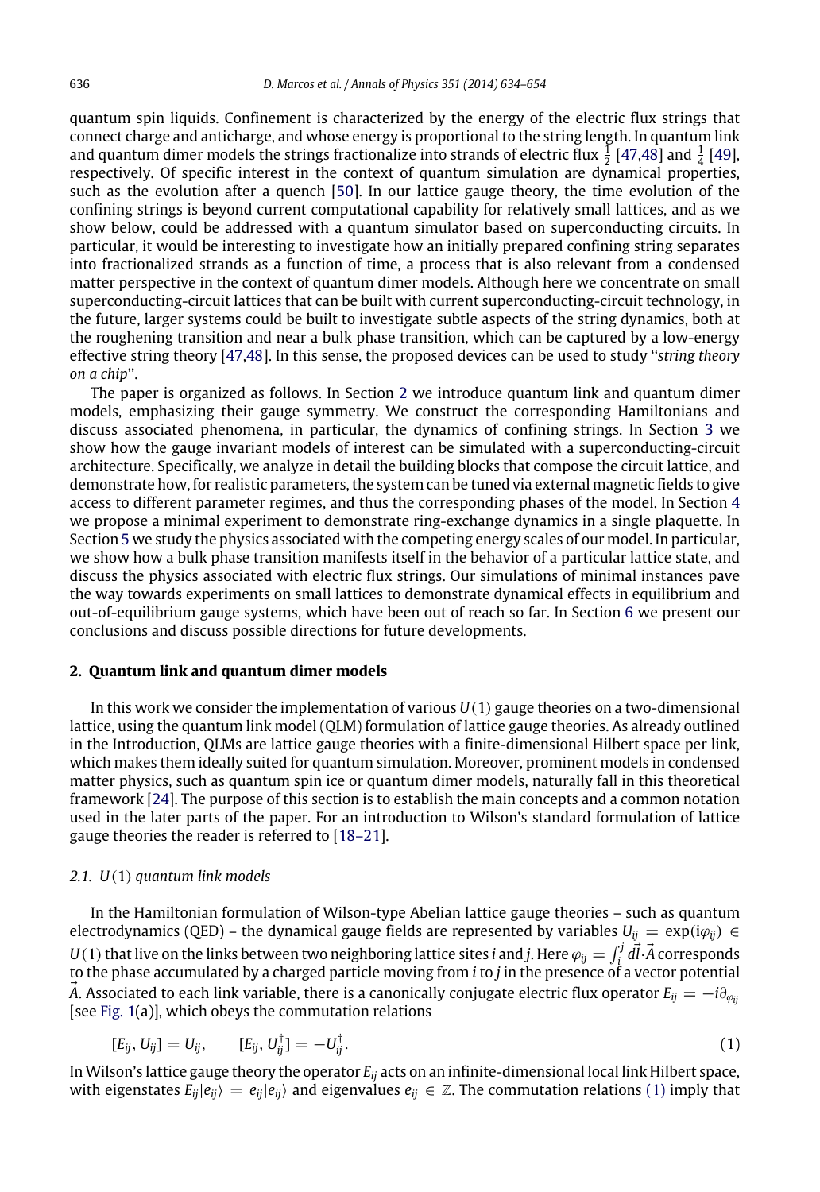quantum spin liquids. Confinement is characterized by the energy of the electric flux strings that connect charge and anticharge, and whose energy is proportional to the string length. In quantum link and quantum dimer models the strings fractionalize into strands of electric flux $\frac{1}{2}$ [47,48] and $\frac{1}{4}$ [49], respectively. Of specific interest in the context of quantum simulation are dynamical properties, such as the evolution after a quench [50]. In our lattice gauge theory, the time evolution of the confining strings is beyond current computational capability for relatively small lattices, and as we show below, could be addressed with a quantum simulator based on superconducting circuits. In particular, it would be interesting to investigate how an initially prepared confining string separates into fractionalized strands as a function of time, a process that is also relevant from a condensed matter perspective in the context of quantum dimer models. Although here we concentrate on small superconducting-circuit lattices that can be built with current superconducting-circuit technology, in the future, larger systems could be built to investigate subtle aspects of the string dynamics, both at the roughening transition and near a bulk phase transition, which can be captured by a low-energy effective string theory [47,48]. In this sense, the proposed devices can be used to study "*string theory on a chip*".

The paper is organized as follows. In Section 2 we introduce quantum link and quantum dimer models, emphasizing their gauge symmetry. We construct the corresponding Hamiltonians and discuss associated phenomena, in particular, the dynamics of confining strings. In Section 3 we show how the gauge invariant models of interest can be simulated with a superconducting-circuit architecture. Specifically, we analyze in detail the building blocks that compose the circuit lattice, and demonstrate how, for realistic parameters, the system can be tuned via external magnetic fields to give access to different parameter regimes, and thus the corresponding phases of the model. In Section 4 we propose a minimal experiment to demonstrate ring-exchange dynamics in a single plaquette. In Section 5 we study the physics associated with the competing energy scales of our model. In particular, we show how a bulk phase transition manifests itself in the behavior of a particular lattice state, and discuss the physics associated with electric flux strings. Our simulations of minimal instances pave the way towards experiments on small lattices to demonstrate dynamical effects in equilibrium and out-of-equilibrium gauge systems, which have been out of reach so far. In Section 6 we present our conclusions and discuss possible directions for future developments.

## 2. Quantum link and quantum dimer models

In this work we consider the implementation of various $U(1)$ gauge theories on a two-dimensional lattice, using the quantum link model (QLM) formulation of lattice gauge theories. As already outlined in the Introduction, QLMs are lattice gauge theories with a finite-dimensional Hilbert space per link, which makes them ideally suited for quantum simulation. Moreover, prominent models in condensed matter physics, such as quantum spin ice or quantum dimer models, naturally fall in this theoretical framework [24]. The purpose of this section is to establish the main concepts and a common notation used in the later parts of the paper. For an introduction to Wilson's standard formulation of lattice gauge theories the reader is referred to [18–21].

### 2.1. $U(1)$ quantum link models

In the Hamiltonian formulation of Wilson-type Abelian lattice gauge theories – such as quantum electrodynamics (QED) – the dynamical gauge fields are represented by variables $U_{ij} = \exp(i\varphi_{ij}) \in U(1)$ that live on the links between two neighboring lattice sites $i$ and $j$. Here $\varphi_{ij} = \int_i^j d\vec{l}\cdot\vec{A}$ corresponds to the phase accumulated by a charged particle moving from $i$ to $j$ in the presence of a vector potential $\vec{A}$. Associated to each link variable, there is a canonically conjugate electric flux operator $E_{ij} = -i\partial_{\varphi_{ij}}$ [see Fig. 1(a)], which obeys the commutation relations

$$[E_{ij}, U_{ij}] = U_{ij}, \qquad [E_{ij}, U_{ij}^\dagger] = -U_{ij}^\dagger. \tag{1}$$

In Wilson's lattice gauge theory the operator $E_{ij}$ acts on an infinite-dimensional local link Hilbert space, with eigenstates $E_{ij}|e_{ij}\rangle = e_{ij}|e_{ij}\rangle$ and eigenvalues $e_{ij} \in \mathbb{Z}$. The commutation relations (1) imply that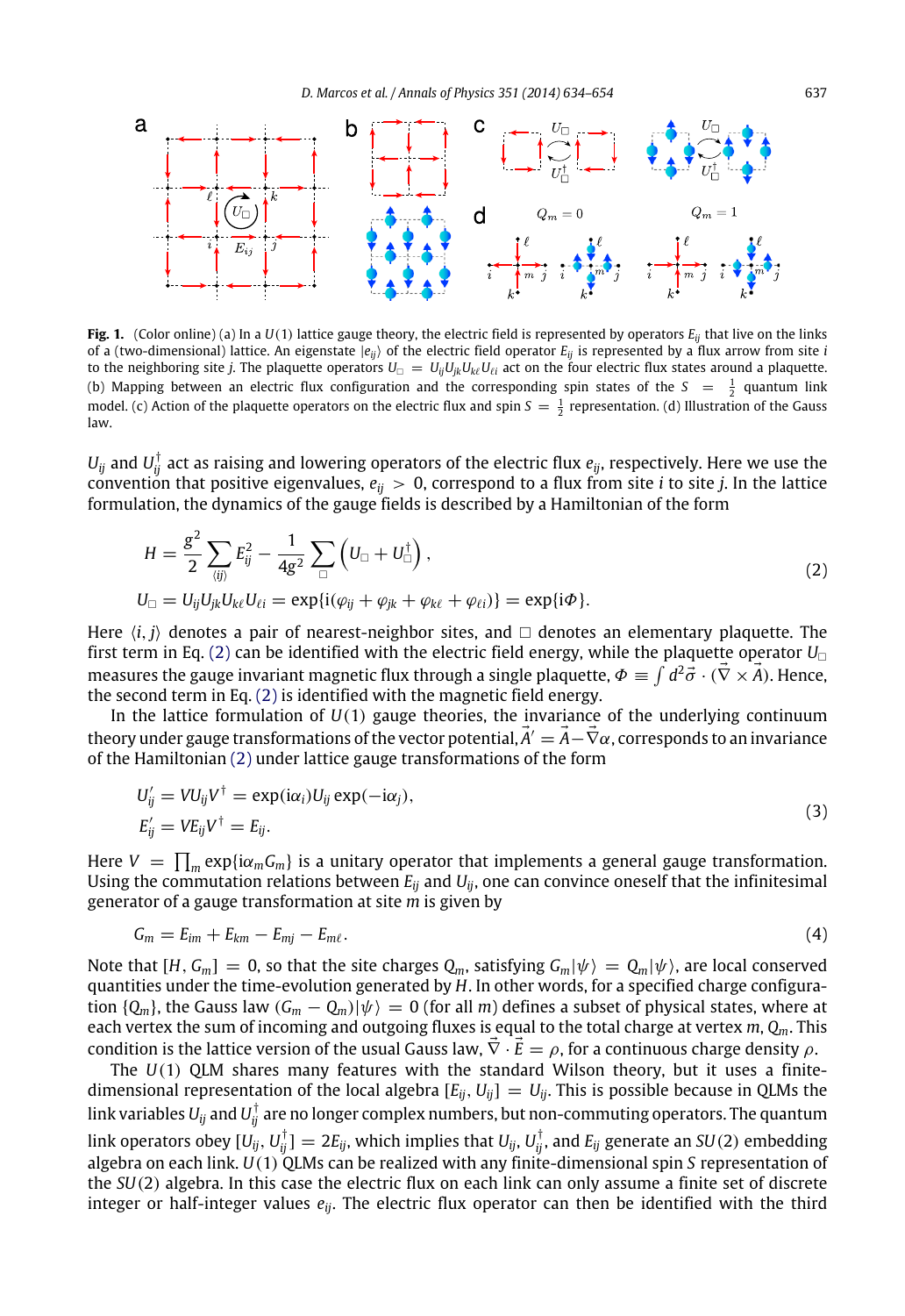**Fig. 1.** (Color online) (a) In a $U(1)$ lattice gauge theory, the electric field is represented by operators $E_{ij}$ that live on the links of a (two-dimensional) lattice. An eigenstate $|e_{ij}\rangle$ of the electric field operator $E_{ij}$ is represented by a flux arrow from site $i$ to the neighboring site $j$. The plaquette operators $U_\Box = U_{ij}U_{jk}U_{k\ell}U_{\ell i}$ act on the four electric flux states around a plaquette. (b) Mapping between an electric flux configuration and the corresponding spin states of the $S = \frac{1}{2}$ quantum link model. (c) Action of the plaquette operators on the electric flux and spin $S = \frac{1}{2}$ representation. (d) Illustration of the Gauss law.

$U_{ij}$ and $U_{ij}^\dagger$ act as raising and lowering operators of the electric flux $e_{ij}$, respectively. Here we use the convention that positive eigenvalues, $e_{ij} > 0$, correspond to a flux from site $i$ to site $j$. In the lattice formulation, the dynamics of the gauge fields is described by a Hamiltonian of the form

$$
\begin{aligned}
H &= \frac{g^2}{2}\sum_{\langle ij\rangle} E_{ij}^2 - \frac{1}{4g^2}\sum_{\Box}\left(U_\Box + U_\Box^\dagger\right), \\
U_\Box &= U_{ij}U_{jk}U_{k\ell}U_{\ell i} = \exp\{\mathrm{i}(\varphi_{ij} + \varphi_{jk} + \varphi_{k\ell} + \varphi_{\ell i})\} = \exp\{\mathrm{i}\Phi\}.
\end{aligned}
\tag{2}
$$

Here $\langle i, j\rangle$ denotes a pair of nearest-neighbor sites, and $\Box$ denotes an elementary plaquette. The first term in Eq. (2) can be identified with the electric field energy, while the plaquette operator $U_\Box$ measures the gauge invariant magnetic flux through a single plaquette, $\Phi \equiv \int d^2\vec{\sigma}\cdot(\vec{\nabla}\times\vec{A})$. Hence, the second term in Eq. (2) is identified with the magnetic field energy.

In the lattice formulation of $U(1)$ gauge theories, the invariance of the underlying continuum theory under gauge transformations of the vector potential, $\vec{A}' = \vec{A} - \vec{\nabla}\alpha$, corresponds to an invariance of the Hamiltonian (2) under lattice gauge transformations of the form

$$
\begin{aligned}
U'_{ij} &= VU_{ij}V^\dagger = \exp(\mathrm{i}\alpha_i)U_{ij}\exp(-\mathrm{i}\alpha_j), \\
E'_{ij} &= VE_{ij}V^\dagger = E_{ij}.
\end{aligned}
\tag{3}
$$

Here $V = \prod_m \exp\{\mathrm{i}\alpha_m G_m\}$ is a unitary operator that implements a general gauge transformation. Using the commutation relations between $E_{ij}$ and $U_{ij}$, one can convince oneself that the infinitesimal generator of a gauge transformation at site $m$ is given by

$$
G_m = E_{im} + E_{km} - E_{mj} - E_{m\ell}. \tag{4}
$$

Note that $[H, G_m] = 0$, so that the site charges $Q_m$, satisfying $G_m|\psi\rangle = Q_m|\psi\rangle$, are local conserved quantities under the time-evolution generated by $H$. In other words, for a specified charge configuration $\{Q_m\}$, the Gauss law $(G_m - Q_m)|\psi\rangle = 0$ (for all $m$) defines a subset of physical states, where at each vertex the sum of incoming and outgoing fluxes is equal to the total charge at vertex $m$, $Q_m$. This condition is the lattice version of the usual Gauss law, $\vec{\nabla}\cdot\vec{E} = \rho$, for a continuous charge density $\rho$.

The $U(1)$ QLM shares many features with the standard Wilson theory, but it uses a finite-dimensional representation of the local algebra $[E_{ij}, U_{ij}] = U_{ij}$. This is possible because in QLMs the link variables $U_{ij}$ and $U_{ij}^\dagger$ are no longer complex numbers, but non-commuting operators. The quantum link operators obey $[U_{ij}, U_{ij}^\dagger] = 2E_{ij}$, which implies that $U_{ij}$, $U_{ij}^\dagger$, and $E_{ij}$ generate an $SU(2)$ embedding algebra on each link. $U(1)$ QLMs can be realized with any finite-dimensional spin $S$ representation of the $SU(2)$ algebra. In this case the electric flux on each link can only assume a finite set of discrete integer or half-integer values $e_{ij}$. The electric flux operator can then be identified with the third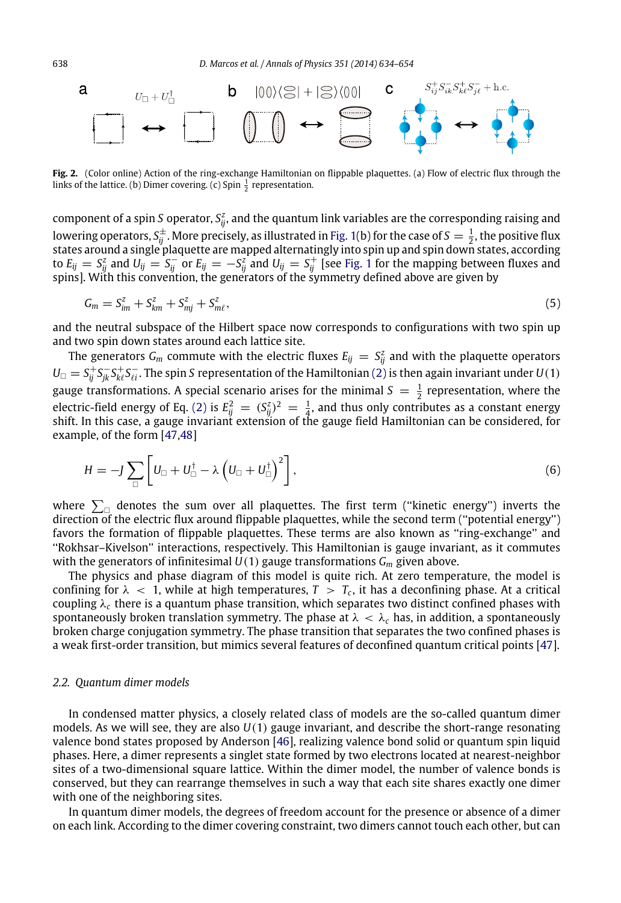**Fig. 2.** (Color online) Action of the ring-exchange Hamiltonian on flippable plaquettes. (a) Flow of electric flux through the links of the lattice. (b) Dimer covering. (c) Spin $\frac{1}{2}$ representation.

component of a spin $S$ operator, $S^z_{ij}$, and the quantum link variables are the corresponding raising and lowering operators, $S^{\pm}_{ij}$. More precisely, as illustrated in Fig. 1(b) for the case of $S = \frac{1}{2}$, the positive flux states around a single plaquette are mapped alternatingly into spin up and spin down states, according to $E_{ij} = S^z_{ij}$ and $U_{ij} = S^-_{ij}$ or $E_{ij} = -S^z_{ij}$ and $U_{ij} = S^+_{ij}$ [see Fig. 1 for the mapping between fluxes and spins]. With this convention, the generators of the symmetry defined above are given by

$$G_m = S^z_{im} + S^z_{km} + S^z_{mj} + S^z_{m\ell}, \tag{5}$$

and the neutral subspace of the Hilbert space now corresponds to configurations with two spin up and two spin down states around each lattice site.

The generators $G_m$ commute with the electric fluxes $E_{ij} = S^z_{ij}$ and with the plaquette operators $U_\square = S^+_{ij} S^-_{jk} S^+_{k\ell} S^-_{\ell i}$. The spin $S$ representation of the Hamiltonian (2) is then again invariant under $U(1)$ gauge transformations. A special scenario arises for the minimal $S = \frac{1}{2}$ representation, where the electric-field energy of Eq. (2) is $E^2_{ij} = (S^z_{ij})^2 = \frac{1}{4}$, and thus only contributes as a constant energy shift. In this case, a gauge invariant extension of the gauge field Hamiltonian can be considered, for example, of the form [47,48]

$$H = -J \sum_\square \left[ U_\square + U^\dagger_\square - \lambda \left( U_\square + U^\dagger_\square \right)^2 \right], \tag{6}$$

where $\sum_\square$ denotes the sum over all plaquettes. The first term ("kinetic energy") inverts the direction of the electric flux around flippable plaquettes, while the second term ("potential energy") favors the formation of flippable plaquettes. These terms are also known as "ring-exchange" and "Rokhsar–Kivelson" interactions, respectively. This Hamiltonian is gauge invariant, as it commutes with the generators of infinitesimal $U(1)$ gauge transformations $G_m$ given above.

The physics and phase diagram of this model is quite rich. At zero temperature, the model is confining for $\lambda < 1$, while at high temperatures, $T > T_c$, it has a deconfining phase. At a critical coupling $\lambda_c$ there is a quantum phase transition, which separates two distinct confined phases with spontaneously broken translation symmetry. The phase at $\lambda < \lambda_c$ has, in addition, a spontaneously broken charge conjugation symmetry. The phase transition that separates the two confined phases is a weak first-order transition, but mimics several features of deconfined quantum critical points [47].

### 2.2. Quantum dimer models

In condensed matter physics, a closely related class of models are the so-called quantum dimer models. As we will see, they are also $U(1)$ gauge invariant, and describe the short-range resonating valence bond states proposed by Anderson [46], realizing valence bond solid or quantum spin liquid phases. Here, a dimer represents a singlet state formed by two electrons located at nearest-neighbor sites of a two-dimensional square lattice. Within the dimer model, the number of valence bonds is conserved, but they can rearrange themselves in such a way that each site shares exactly one dimer with one of the neighboring sites.

In quantum dimer models, the degrees of freedom account for the presence or absence of a dimer on each link. According to the dimer covering constraint, two dimers cannot touch each other, but can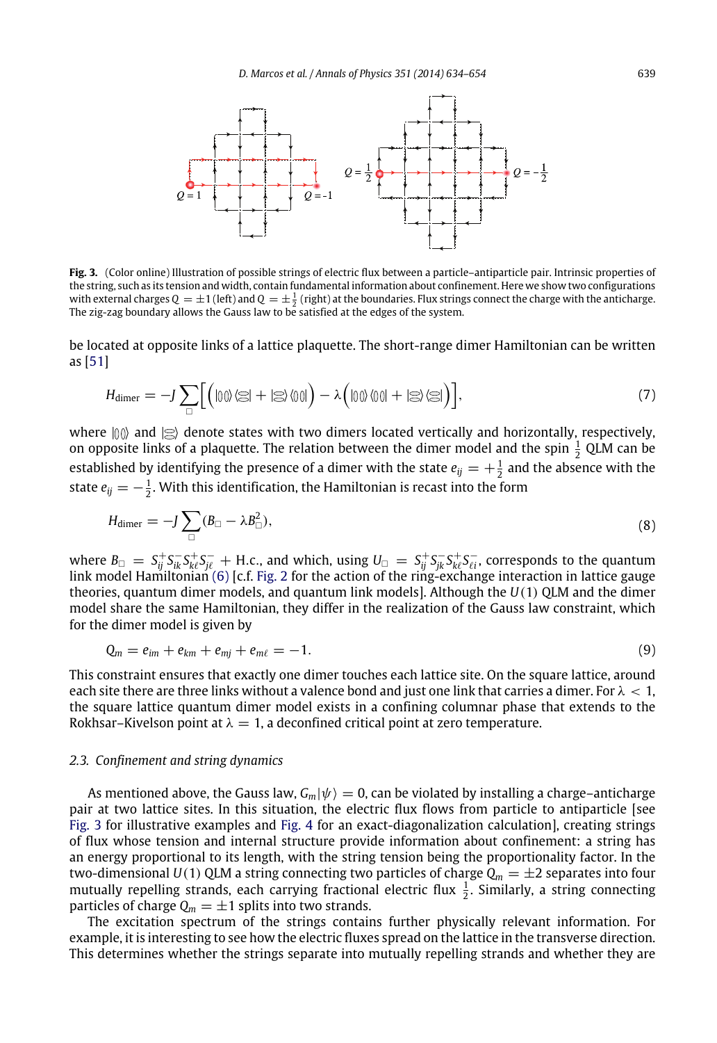**Fig. 3.** (Color online) Illustration of possible strings of electric flux between a particle–antiparticle pair. Intrinsic properties of the string, such as its tension and width, contain fundamental information about confinement. Here we show two configurations with external charges $Q = \pm 1$ (left) and $Q = \pm\frac{1}{2}$ (right) at the boundaries. Flux strings connect the charge with the anticharge. The zig-zag boundary allows the Gauss law to be satisfied at the edges of the system.

be located at opposite links of a lattice plaquette. The short-range dimer Hamiltonian can be written as [51]

$$H_{\mathrm{dimer}} = -J \sum_{\square} \Big[ \Big( |\text{▯▯}\rangle\langle\text{⊟}| + |\text{⊟}\rangle\langle\text{▯▯}| \Big) - \lambda \Big( |\text{▯▯}\rangle\langle\text{▯▯}| + |\text{⊟}\rangle\langle\text{⊟}| \Big) \Big], \tag{7}$$

where $|\text{▯▯}\rangle$ and $|\text{⊟}\rangle$ denote states with two dimers located vertically and horizontally, respectively, on opposite links of a plaquette. The relation between the dimer model and the spin $\frac{1}{2}$ QLM can be established by identifying the presence of a dimer with the state $e_{ij} = +\frac{1}{2}$ and the absence with the state $e_{ij} = -\frac{1}{2}$. With this identification, the Hamiltonian is recast into the form

$$H_{\mathrm{dimer}} = -J \sum_{\square} (B_{\square} - \lambda B_{\square}^2), \tag{8}$$

where $B_{\square} = S_{ij}^+ S_{ik}^- S_{k\ell}^+ S_{j\ell}^- + \text{H.c.}$, and which, using $U_{\square} = S_{ij}^+ S_{jk}^- S_{k\ell}^+ S_{\ell i}^-$, corresponds to the quantum link model Hamiltonian (6) [c.f. Fig. 2 for the action of the ring-exchange interaction in lattice gauge theories, quantum dimer models, and quantum link models]. Although the $U(1)$ QLM and the dimer model share the same Hamiltonian, they differ in the realization of the Gauss law constraint, which for the dimer model is given by

$$Q_m = e_{im} + e_{km} + e_{mj} + e_{m\ell} = -1. \tag{9}$$

This constraint ensures that exactly one dimer touches each lattice site. On the square lattice, around each site there are three links without a valence bond and just one link that carries a dimer. For $\lambda < 1$, the square lattice quantum dimer model exists in a confining columnar phase that extends to the Rokhsar–Kivelson point at $\lambda = 1$, a deconfined critical point at zero temperature.

### *2.3. Confinement and string dynamics*

As mentioned above, the Gauss law, $G_m|\psi\rangle = 0$, can be violated by installing a charge–anticharge pair at two lattice sites. In this situation, the electric flux flows from particle to antiparticle [see Fig. 3 for illustrative examples and Fig. 4 for an exact-diagonalization calculation], creating strings of flux whose tension and internal structure provide information about confinement: a string has an energy proportional to its length, with the string tension being the proportionality factor. In the two-dimensional $U(1)$ QLM a string connecting two particles of charge $Q_m = \pm 2$ separates into four mutually repelling strands, each carrying fractional electric flux $\frac{1}{2}$. Similarly, a string connecting particles of charge $Q_m = \pm 1$ splits into two strands.

The excitation spectrum of the strings contains further physically relevant information. For example, it is interesting to see how the electric fluxes spread on the lattice in the transverse direction. This determines whether the strings separate into mutually repelling strands and whether they are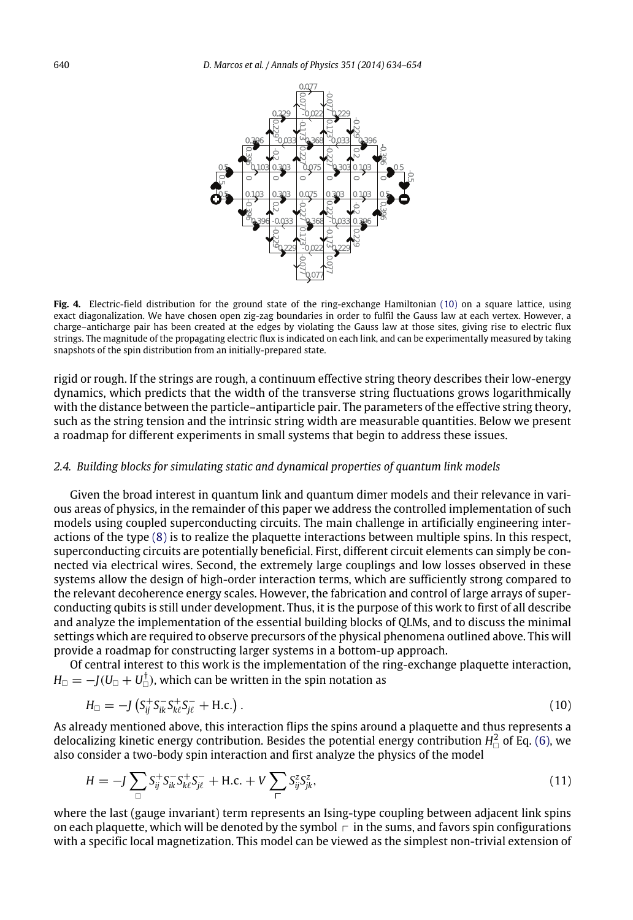0.077

0.077

-0.077

0.229

-0.022

0.229

0.229

-0.173

0.173

-0.229

0.396

-0.033

0.368

-0.033

0.396

0.396

-0.2

0.227

-0.227

0.2

-0.396

0.5

0.103

0.303

0.075

0.303

0.103

0.5

-0.5

0

0

0

0

0

0

0.5

0.103

0.303

0.075

0.303

0.103

0.5

-0.5

0.2

-0.227

0.227

-0.2

0.396

-0.396

0.396

-0.033

0.368

-0.033

0.396

-0.229

0.173

-0.173

0.229

0.229

-0.022

0.229

-0.077

0.077

0.077

**Fig. 4.** Electric-field distribution for the ground state of the ring-exchange Hamiltonian (10) on a square lattice, using exact diagonalization. We have chosen open zig-zag boundaries in order to fulfil the Gauss law at each vertex. However, a charge–anticharge pair has been created at the edges by violating the Gauss law at those sites, giving rise to electric flux strings. The magnitude of the propagating electric flux is indicated on each link, and can be experimentally measured by taking snapshots of the spin distribution from an initially-prepared state.

rigid or rough. If the strings are rough, a continuum effective string theory describes their low-energy dynamics, which predicts that the width of the transverse string fluctuations grows logarithmically with the distance between the particle–antiparticle pair. The parameters of the effective string theory, such as the string tension and the intrinsic string width are measurable quantities. Below we present a roadmap for different experiments in small systems that begin to address these issues.

### *2.4. Building blocks for simulating static and dynamical properties of quantum link models*

Given the broad interest in quantum link and quantum dimer models and their relevance in various areas of physics, in the remainder of this paper we address the controlled implementation of such models using coupled superconducting circuits. The main challenge in artificially engineering interactions of the type (8) is to realize the plaquette interactions between multiple spins. In this respect, superconducting circuits are potentially beneficial. First, different circuit elements can simply be connected via electrical wires. Second, the extremely large couplings and low losses observed in these systems allow the design of high-order interaction terms, which are sufficiently strong compared to the relevant decoherence energy scales. However, the fabrication and control of large arrays of superconducting qubits is still under development. Thus, it is the purpose of this work to first of all describe and analyze the implementation of the essential building blocks of QLMs, and to discuss the minimal settings which are required to observe precursors of the physical phenomena outlined above. This will provide a roadmap for constructing larger systems in a bottom-up approach.

Of central interest to this work is the implementation of the ring-exchange plaquette interaction, $H_\square = -J(U_\square + U_\square^\dagger)$, which can be written in the spin notation as

$$H_\square = -J\left(S_{ij}^+ S_{ik}^- S_{k\ell}^+ S_{j\ell}^- + \text{H.c.}\right). \tag{10}$$

As already mentioned above, this interaction flips the spins around a plaquette and thus represents a delocalizing kinetic energy contribution. Besides the potential energy contribution $H_\square^2$ of Eq. (6), we also consider a two-body spin interaction and first analyze the physics of the model

$$H = -J\sum_\square S_{ij}^+ S_{ik}^- S_{k\ell}^+ S_{j\ell}^- + \text{H.c.} + V\sum_\ulcorner S_{ij}^z S_{jk}^z, \tag{11}$$

where the last (gauge invariant) term represents an Ising-type coupling between adjacent link spins on each plaquette, which will be denoted by the symbol $\ulcorner$ in the sums, and favors spin configurations with a specific local magnetization. This model can be viewed as the simplest non-trivial extension of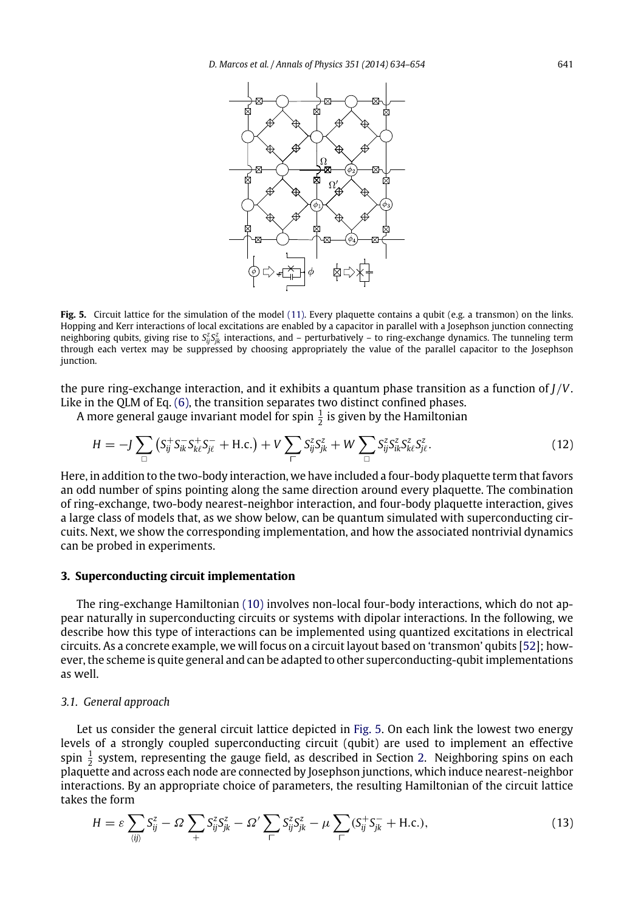**Fig. 5.** Circuit lattice for the simulation of the model (11). Every plaquette contains a qubit (e.g. a transmon) on the links. Hopping and Kerr interactions of local excitations are enabled by a capacitor in parallel with a Josephson junction connecting neighboring qubits, giving rise to $S^z_{ij}S^z_{jk}$ interactions, and – perturbatively – to ring-exchange dynamics. The tunneling term through each vertex may be suppressed by choosing appropriately the value of the parallel capacitor to the Josephson junction.

the pure ring-exchange interaction, and it exhibits a quantum phase transition as a function of $J/V$. Like in the QLM of Eq. (6), the transition separates two distinct confined phases.

A more general gauge invariant model for spin $\frac{1}{2}$ is given by the Hamiltonian

$$H = -J\sum_{\square}\left(S^+_{ij}S^-_{ik}S^+_{k\ell}S^-_{j\ell} + \text{H.c.}\right) + V\sum_{\ulcorner} S^z_{ij}S^z_{jk} + W\sum_{\square} S^z_{ij}S^z_{ik}S^z_{k\ell}S^z_{j\ell}. \tag{12}$$

Here, in addition to the two-body interaction, we have included a four-body plaquette term that favors an odd number of spins pointing along the same direction around every plaquette. The combination of ring-exchange, two-body nearest-neighbor interaction, and four-body plaquette interaction, gives a large class of models that, as we show below, can be quantum simulated with superconducting circuits. Next, we show the corresponding implementation, and how the associated nontrivial dynamics can be probed in experiments.

## 3. Superconducting circuit implementation

The ring-exchange Hamiltonian (10) involves non-local four-body interactions, which do not appear naturally in superconducting circuits or systems with dipolar interactions. In the following, we describe how this type of interactions can be implemented using quantized excitations in electrical circuits. As a concrete example, we will focus on a circuit layout based on 'transmon' qubits [52]; however, the scheme is quite general and can be adapted to other superconducting-qubit implementations as well.

### 3.1. General approach

Let us consider the general circuit lattice depicted in Fig. 5. On each link the lowest two energy levels of a strongly coupled superconducting circuit (qubit) are used to implement an effective spin $\frac{1}{2}$ system, representing the gauge field, as described in Section 2. Neighboring spins on each plaquette and across each node are connected by Josephson junctions, which induce nearest-neighbor interactions. By an appropriate choice of parameters, the resulting Hamiltonian of the circuit lattice takes the form

$$H = \varepsilon\sum_{\langle ij\rangle} S^z_{ij} - \Omega\sum_{+} S^z_{ij}S^z_{jk} - \Omega'\sum_{\ulcorner} S^z_{ij}S^z_{jk} - \mu\sum_{\ulcorner}(S^+_{ij}S^-_{jk} + \text{H.c.}), \tag{13}$$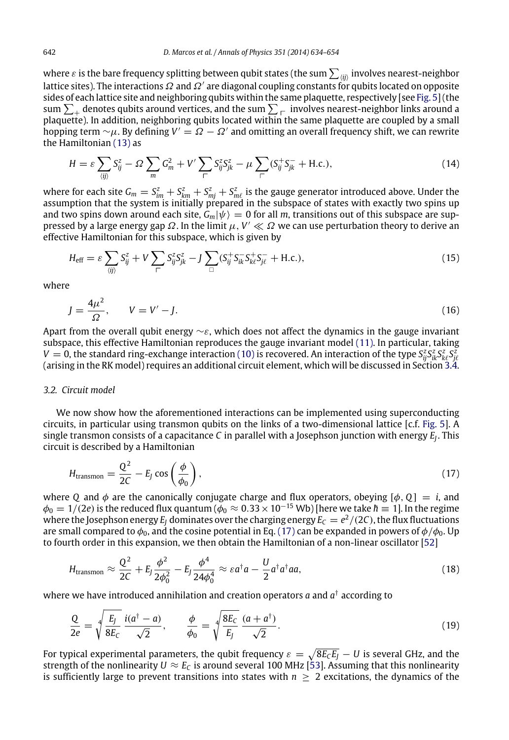where $\varepsilon$ is the bare frequency splitting between qubit states (the sum $\sum_{\langle ij \rangle}$ involves nearest-neighbor lattice sites). The interactions $\Omega$ and $\Omega'$ are diagonal coupling constants for qubits located on opposite sides of each lattice site and neighboring qubits within the same plaquette, respectively [see Fig. 5] (the sum $\sum_{+}$ denotes qubits around vertices, and the sum $\sum_{\ulcorner}$ involves nearest-neighbor links around a plaquette). In addition, neighboring qubits located within the same plaquette are coupled by a small hopping term $\sim\mu$. By defining $V' = \Omega - \Omega'$ and omitting an overall frequency shift, we can rewrite the Hamiltonian (13) as

$$H = \varepsilon \sum_{\langle ij \rangle} S^z_{ij} - \Omega \sum_m G^2_m + V' \sum_{\ulcorner} S^z_{ij} S^z_{jk} - \mu \sum_{\ulcorner} (S^+_{ij} S^-_{jk} + \text{H.c.}), \tag{14}$$

where for each site $G_m = S^z_{im} + S^z_{km} + S^z_{mj} + S^z_{m\ell}$ is the gauge generator introduced above. Under the assumption that the system is initially prepared in the subspace of states with exactly two spins up and two spins down around each site, $G_m|\psi\rangle = 0$ for all $m$, transitions out of this subspace are suppressed by a large energy gap $\Omega$. In the limit $\mu, V' \ll \Omega$ we can use perturbation theory to derive an effective Hamiltonian for this subspace, which is given by

$$H_{\text{eff}} = \varepsilon \sum_{\langle ij \rangle} S^z_{ij} + V \sum_{\ulcorner} S^z_{ij} S^z_{jk} - J \sum_{\square} (S^+_{ij} S^-_{ik} S^+_{k\ell} S^-_{j\ell} + \text{H.c.}), \tag{15}$$

where

$$J = \frac{4\mu^2}{\Omega}, \qquad V = V' - J. \tag{16}$$

Apart from the overall qubit energy $\sim\varepsilon$, which does not affect the dynamics in the gauge invariant subspace, this effective Hamiltonian reproduces the gauge invariant model (11). In particular, taking $V = 0$, the standard ring-exchange interaction (10) is recovered. An interaction of the type $S^z_{ij} S^z_{ik} S^z_{k\ell} S^z_{j\ell}$ (arising in the RK model) requires an additional circuit element, which will be discussed in Section 3.4.

### 3.2. Circuit model

We now show how the aforementioned interactions can be implemented using superconducting circuits, in particular using transmon qubits on the links of a two-dimensional lattice [c.f. Fig. 5]. A single transmon consists of a capacitance $C$ in parallel with a Josephson junction with energy $E_J$. This circuit is described by a Hamiltonian

$$H_{\text{transmon}} = \frac{Q^2}{2C} - E_J \cos\left(\frac{\phi}{\phi_0}\right), \tag{17}$$

where $Q$ and $\phi$ are the canonically conjugate charge and flux operators, obeying $[\phi, Q] = i$, and $\phi_0 = 1/(2e)$ is the reduced flux quantum ($\phi_0 \approx 0.33 \times 10^{-15}$ Wb) [here we take $\hbar \equiv 1$]. In the regime where the Josephson energy $E_J$ dominates over the charging energy $E_C = e^2/(2C)$, the flux fluctuations are small compared to $\phi_0$, and the cosine potential in Eq. (17) can be expanded in powers of $\phi/\phi_0$. Up to fourth order in this expansion, we then obtain the Hamiltonian of a non-linear oscillator [52]

$$H_{\text{transmon}} \approx \frac{Q^2}{2C} + E_J \frac{\phi^2}{2\phi_0^2} - E_J \frac{\phi^4}{24\phi_0^4} \approx \varepsilon a^\dagger a - \frac{U}{2} a^\dagger a^\dagger a a, \tag{18}$$

where we have introduced annihilation and creation operators $a$ and $a^\dagger$ according to

$$\frac{Q}{2e} = \sqrt[4]{\frac{E_J}{8E_C}} \, \frac{i(a^\dagger - a)}{\sqrt{2}}, \qquad \frac{\phi}{\phi_0} = \sqrt[4]{\frac{8E_C}{E_J}} \, \frac{(a + a^\dagger)}{\sqrt{2}}. \tag{19}$$

For typical experimental parameters, the qubit frequency $\varepsilon = \sqrt{8E_C E_J} - U$ is several GHz, and the strength of the nonlinearity $U \approx E_C$ is around several 100 MHz [53]. Assuming that this nonlinearity is sufficiently large to prevent transitions into states with $n \geq 2$ excitations, the dynamics of the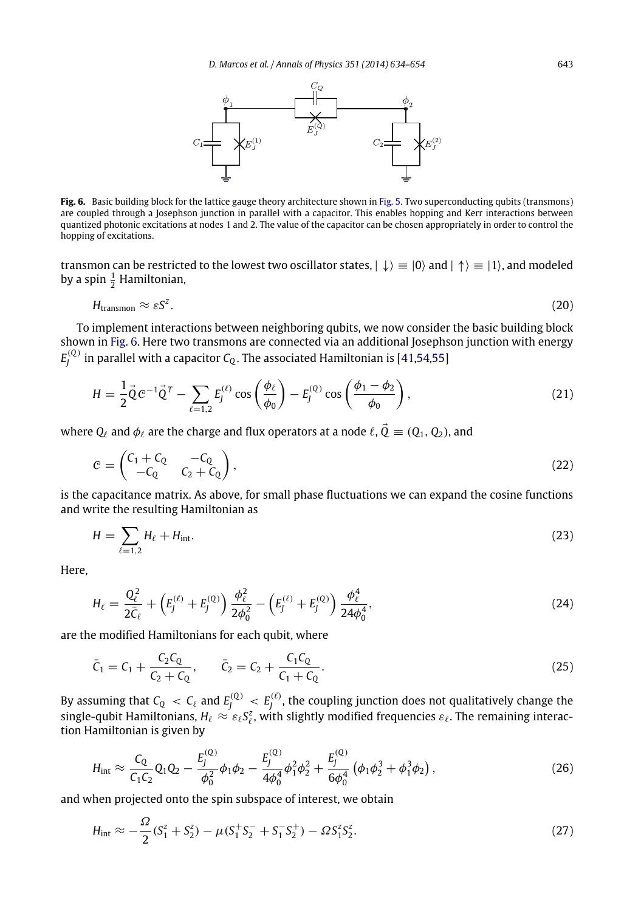**Fig. 6.** Basic building block for the lattice gauge theory architecture shown in Fig. 5. Two superconducting qubits (transmons) are coupled through a Josephson junction in parallel with a capacitor. This enables hopping and Kerr interactions between quantized photonic excitations at nodes 1 and 2. The value of the capacitor can be chosen appropriately in order to control the hopping of excitations.

transmon can be restricted to the lowest two oscillator states, $|\downarrow\rangle \equiv |0\rangle$ and $|\uparrow\rangle \equiv |1\rangle$, and modeled by a spin $\frac{1}{2}$ Hamiltonian,

$$H_{\text{transmon}} \approx \varepsilon S^z. \tag{20}$$

To implement interactions between neighboring qubits, we now consider the basic building block shown in Fig. 6. Here two transmons are connected via an additional Josephson junction with energy $E_J^{(Q)}$ in parallel with a capacitor $C_Q$. The associated Hamiltonian is [41,54,55]

$$H = \frac{1}{2}\vec{Q}\,\mathcal{C}^{-1}\vec{Q}^T - \sum_{\ell=1,2} E_J^{(\ell)} \cos\left(\frac{\phi_\ell}{\phi_0}\right) - E_J^{(Q)} \cos\left(\frac{\phi_1 - \phi_2}{\phi_0}\right), \tag{21}$$

where $Q_\ell$ and $\phi_\ell$ are the charge and flux operators at a node $\ell$, $\vec{Q} \equiv (Q_1, Q_2)$, and

$$\mathcal{C} = \begin{pmatrix} C_1 + C_Q & -C_Q \\ -C_Q & C_2 + C_Q \end{pmatrix}, \tag{22}$$

is the capacitance matrix. As above, for small phase fluctuations we can expand the cosine functions and write the resulting Hamiltonian as

$$H = \sum_{\ell=1,2} H_\ell + H_{\text{int}}. \tag{23}$$

Here,

$$H_\ell = \frac{Q_\ell^2}{2\bar{C}_\ell} + \left(E_J^{(\ell)} + E_J^{(Q)}\right)\frac{\phi_\ell^2}{2\phi_0^2} - \left(E_J^{(\ell)} + E_J^{(Q)}\right)\frac{\phi_\ell^4}{24\phi_0^4}, \tag{24}$$

are the modified Hamiltonians for each qubit, where

$$\bar{C}_1 = C_1 + \frac{C_2 C_Q}{C_2 + C_Q}, \qquad \bar{C}_2 = C_2 + \frac{C_1 C_Q}{C_1 + C_Q}. \tag{25}$$

By assuming that $C_Q < C_\ell$ and $E_J^{(Q)} < E_J^{(\ell)}$, the coupling junction does not qualitatively change the single-qubit Hamiltonians, $H_\ell \approx \varepsilon_\ell S_\ell^z$, with slightly modified frequencies $\varepsilon_\ell$. The remaining interaction Hamiltonian is given by

$$H_{\text{int}} \approx \frac{C_Q}{C_1 C_2} Q_1 Q_2 - \frac{E_J^{(Q)}}{\phi_0^2}\phi_1\phi_2 - \frac{E_J^{(Q)}}{4\phi_0^4}\phi_1^2\phi_2^2 + \frac{E_J^{(Q)}}{6\phi_0^4}\left(\phi_1\phi_2^3 + \phi_1^3\phi_2\right), \tag{26}$$

and when projected onto the spin subspace of interest, we obtain

$$H_{\text{int}} \approx -\frac{\Omega}{2}(S_1^z + S_2^z) - \mu(S_1^+ S_2^- + S_1^- S_2^+) - \Omega S_1^z S_2^z. \tag{27}$$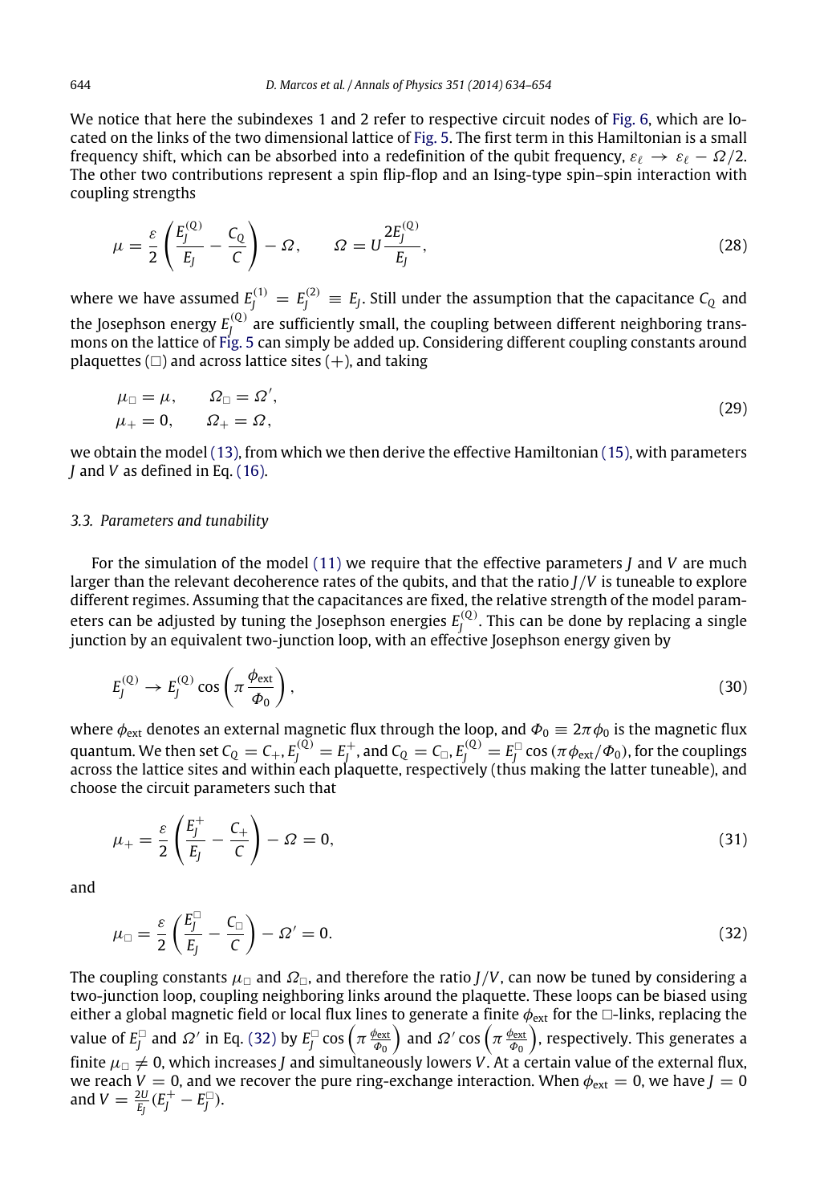We notice that here the subindexes 1 and 2 refer to respective circuit nodes of Fig. 6, which are located on the links of the two dimensional lattice of Fig. 5. The first term in this Hamiltonian is a small frequency shift, which can be absorbed into a redefinition of the qubit frequency, $\varepsilon_\ell \to \varepsilon_\ell - \Omega/2$. The other two contributions represent a spin flip-flop and an Ising-type spin–spin interaction with coupling strengths

$$\mu = \frac{\varepsilon}{2}\left(\frac{E_J^{(Q)}}{E_J} - \frac{C_Q}{C}\right) - \Omega, \qquad \Omega = U\frac{2E_J^{(Q)}}{E_J}, \tag{28}$$

where we have assumed $E_J^{(1)} = E_J^{(2)} \equiv E_J$. Still under the assumption that the capacitance $C_Q$ and the Josephson energy $E_J^{(Q)}$ are sufficiently small, the coupling between different neighboring transmons on the lattice of Fig. 5 can simply be added up. Considering different coupling constants around plaquettes ($\Box$) and across lattice sites ($+$), and taking

$$\begin{aligned} \mu_\Box &= \mu, \qquad \Omega_\Box = \Omega', \\ \mu_+ &= 0, \qquad \Omega_+ = \Omega, \end{aligned} \tag{29}$$

we obtain the model (13), from which we then derive the effective Hamiltonian (15), with parameters $J$ and $V$ as defined in Eq. (16).

### 3.3. Parameters and tunability

For the simulation of the model (11) we require that the effective parameters $J$ and $V$ are much larger than the relevant decoherence rates of the qubits, and that the ratio $J/V$ is tuneable to explore different regimes. Assuming that the capacitances are fixed, the relative strength of the model parameters can be adjusted by tuning the Josephson energies $E_J^{(Q)}$. This can be done by replacing a single junction by an equivalent two-junction loop, with an effective Josephson energy given by

$$E_J^{(Q)} \to E_J^{(Q)} \cos\left(\pi\frac{\phi_{\text{ext}}}{\Phi_0}\right), \tag{30}$$

where $\phi_{\text{ext}}$ denotes an external magnetic flux through the loop, and $\Phi_0 \equiv 2\pi\phi_0$ is the magnetic flux quantum. We then set $C_Q = C_+, E_J^{(Q)} = E_J^+$, and $C_Q = C_\Box, E_J^{(Q)} = E_J^\Box \cos(\pi\phi_{\text{ext}}/\Phi_0)$, for the couplings across the lattice sites and within each plaquette, respectively (thus making the latter tuneable), and choose the circuit parameters such that

$$\mu_+ = \frac{\varepsilon}{2}\left(\frac{E_J^+}{E_J} - \frac{C_+}{C}\right) - \Omega = 0, \tag{31}$$

and

$$\mu_\Box = \frac{\varepsilon}{2}\left(\frac{E_J^\Box}{E_J} - \frac{C_\Box}{C}\right) - \Omega' = 0. \tag{32}$$

The coupling constants $\mu_\Box$ and $\Omega_\Box$, and therefore the ratio $J/V$, can now be tuned by considering a two-junction loop, coupling neighboring links around the plaquette. These loops can be biased using either a global magnetic field or local flux lines to generate a finite $\phi_{\text{ext}}$ for the $\Box$-links, replacing the value of $E_J^\Box$ and $\Omega'$ in Eq. (32) by $E_J^\Box \cos\left(\pi\frac{\phi_{\text{ext}}}{\Phi_0}\right)$ and $\Omega' \cos\left(\pi\frac{\phi_{\text{ext}}}{\Phi_0}\right)$, respectively. This generates a finite $\mu_\Box \neq 0$, which increases $J$ and simultaneously lowers $V$. At a certain value of the external flux, we reach $V = 0$, and we recover the pure ring-exchange interaction. When $\phi_{\text{ext}} = 0$, we have $J = 0$ and $V = \frac{2U}{E_J}(E_J^+ - E_J^\Box)$.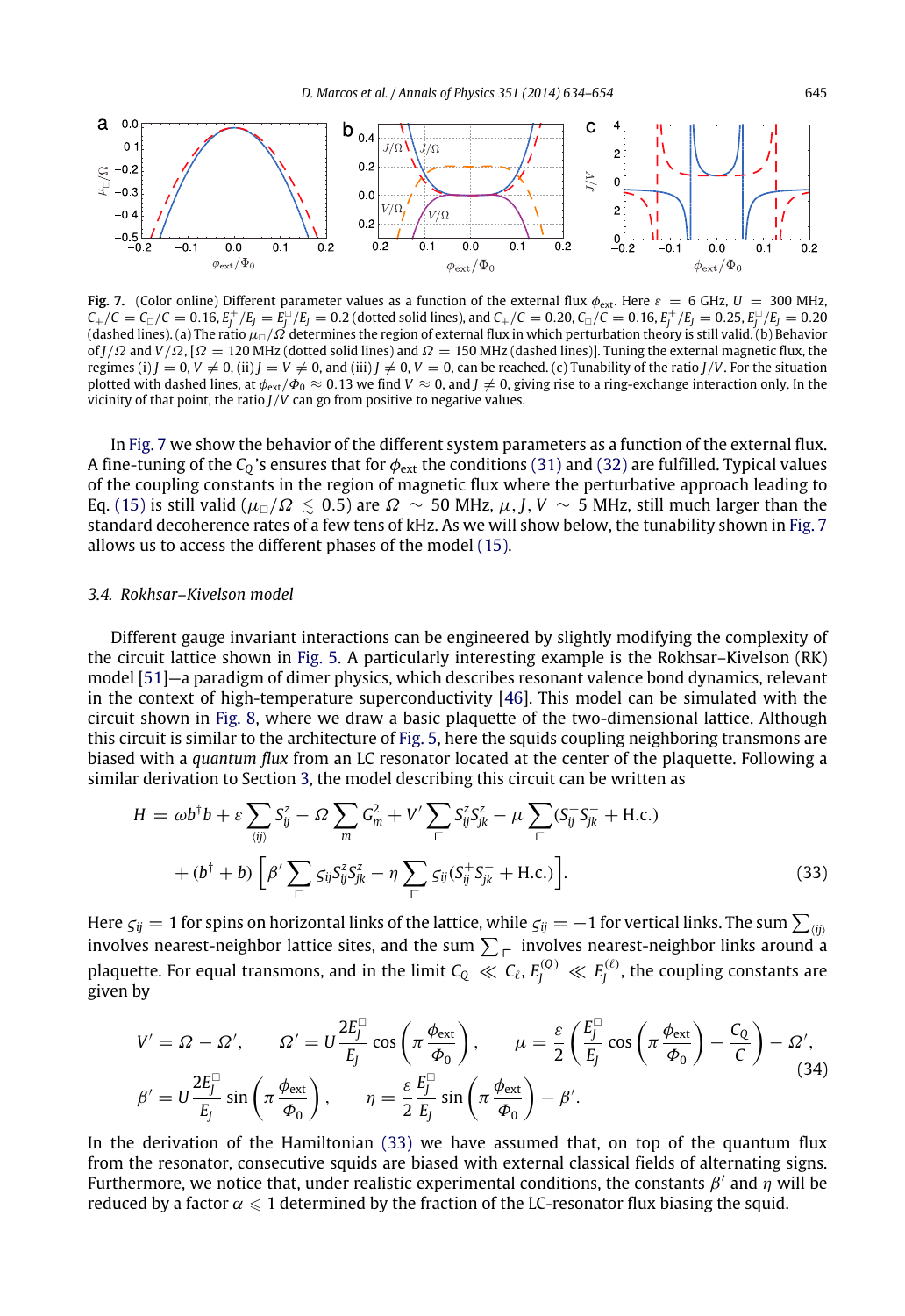**Fig. 7.** (Color online) Different parameter values as a function of the external flux $\phi_{\text{ext}}$. Here $\varepsilon = 6$ GHz, $U = 300$ MHz, $C_+/C = C_\square/C = 0.16, E_J^+/E_J = E_J^\square/E_J = 0.2$ (dotted solid lines), and $C_+/C = 0.20, C_\square/C = 0.16, E_J^+/E_J = 0.25, E_J^\square/E_J = 0.20$ (dashed lines). (a) The ratio $\mu_\square/\Omega$ determines the region of external flux in which perturbation theory is still valid. (b) Behavior of $J/\Omega$ and $V/\Omega$, [$\Omega = 120$ MHz (dotted solid lines) and $\Omega = 150$ MHz (dashed lines)]. Tuning the external magnetic flux, the regimes (i) $J = 0, V \neq 0$, (ii) $J = V \neq 0$, and (iii) $J \neq 0, V = 0$, can be reached. (c) Tunability of the ratio $J/V$. For the situation plotted with dashed lines, at $\phi_{\text{ext}}/\Phi_0 \approx 0.13$ we find $V \approx 0$, and $J \neq 0$, giving rise to a ring-exchange interaction only. In the vicinity of that point, the ratio $J/V$ can go from positive to negative values.

In Fig. 7 we show the behavior of the different system parameters as a function of the external flux. A fine-tuning of the $C_Q$'s ensures that for $\phi_{\text{ext}}$ the conditions (31) and (32) are fulfilled. Typical values of the coupling constants in the region of magnetic flux where the perturbative approach leading to Eq. (15) is still valid ($\mu_\square/\Omega \lesssim 0.5$) are $\Omega \sim 50$ MHz, $\mu, J, V \sim 5$ MHz, still much larger than the standard decoherence rates of a few tens of kHz. As we will show below, the tunability shown in Fig. 7 allows us to access the different phases of the model (15).

### 3.4. Rokhsar–Kivelson model

Different gauge invariant interactions can be engineered by slightly modifying the complexity of the circuit lattice shown in Fig. 5. A particularly interesting example is the Rokhsar–Kivelson (RK) model [51]—a paradigm of dimer physics, which describes resonant valence bond dynamics, relevant in the context of high-temperature superconductivity [46]. This model can be simulated with the circuit shown in Fig. 8, where we draw a basic plaquette of the two-dimensional lattice. Although this circuit is similar to the architecture of Fig. 5, here the squids coupling neighboring transmons are biased with a *quantum flux* from an LC resonator located at the center of the plaquette. Following a similar derivation to Section 3, the model describing this circuit can be written as

$$
\begin{aligned}
H = {} & \omega b^\dagger b + \varepsilon \sum_{\langle ij \rangle} S_{ij}^z - \Omega \sum_m G_m^2 + V' \sum_{\ulcorner} S_{ij}^z S_{jk}^z - \mu \sum_{\ulcorner} (S_{ij}^+ S_{jk}^- + \text{H.c.}) \\
& + (b^\dagger + b) \left[ \beta' \sum_{\ulcorner} \varsigma_{ij} S_{ij}^z S_{jk}^z - \eta \sum_{\ulcorner} \varsigma_{ij} (S_{ij}^+ S_{jk}^- + \text{H.c.}) \right].
\end{aligned} \tag{33}
$$

Here $\varsigma_{ij} = 1$ for spins on horizontal links of the lattice, while $\varsigma_{ij} = -1$ for vertical links. The sum $\sum_{\langle ij \rangle}$ involves nearest-neighbor lattice sites, and the sum $\sum_{\ulcorner}$ involves nearest-neighbor links around a plaquette. For equal transmons, and in the limit $C_Q \ll C_\ell, E_J^{(Q)} \ll E_J^{(\ell)}$, the coupling constants are given by

$$
\begin{aligned}
& V' = \Omega - \Omega', \qquad \Omega' = U \frac{2E_J^\square}{E_J} \cos\left(\pi \frac{\phi_{\text{ext}}}{\Phi_0}\right), \qquad \mu = \frac{\varepsilon}{2} \left( \frac{E_J^\square}{E_J} \cos\left(\pi \frac{\phi_{\text{ext}}}{\Phi_0}\right) - \frac{C_Q}{C} \right) - \Omega', \\
& \beta' = U \frac{2E_J^\square}{E_J} \sin\left(\pi \frac{\phi_{\text{ext}}}{\Phi_0}\right), \qquad \eta = \frac{\varepsilon}{2} \frac{E_J^\square}{E_J} \sin\left(\pi \frac{\phi_{\text{ext}}}{\Phi_0}\right) - \beta'.
\end{aligned} \tag{34}
$$

In the derivation of the Hamiltonian (33) we have assumed that, on top of the quantum flux from the resonator, consecutive squids are biased with external classical fields of alternating signs. Furthermore, we notice that, under realistic experimental conditions, the constants $\beta'$ and $\eta$ will be reduced by a factor $\alpha \leqslant 1$ determined by the fraction of the LC-resonator flux biasing the squid.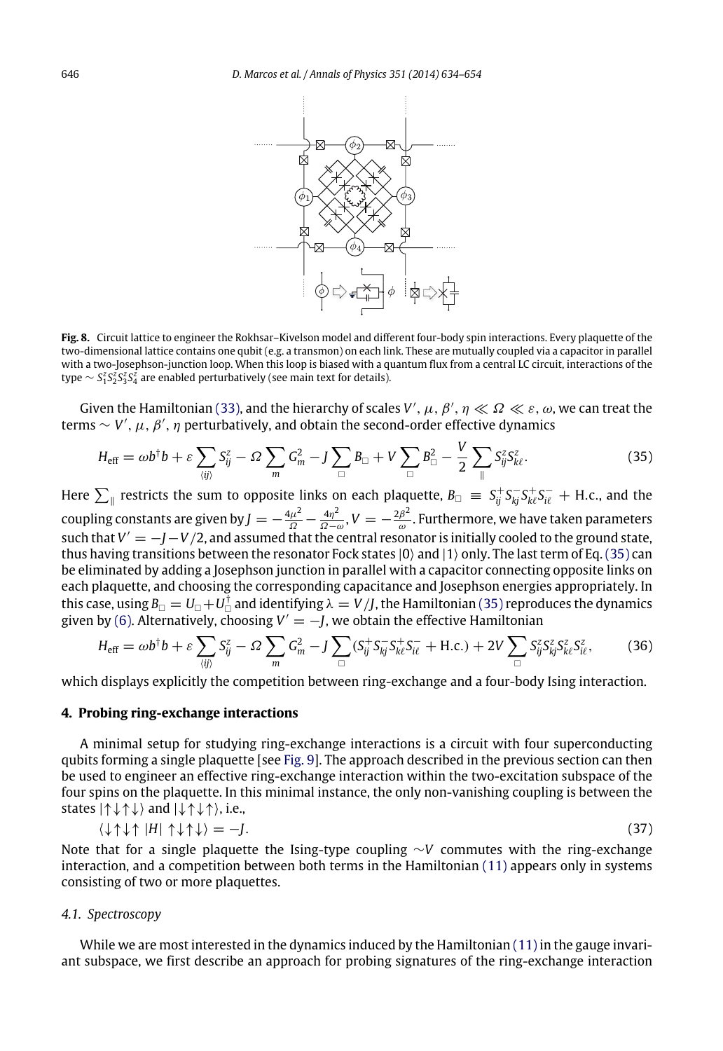**Fig. 8.** Circuit lattice to engineer the Rokhsar–Kivelson model and different four-body spin interactions. Every plaquette of the two-dimensional lattice contains one qubit (e.g. a transmon) on each link. These are mutually coupled via a capacitor in parallel with a two-Josephson-junction loop. When this loop is biased with a quantum flux from a central LC circuit, interactions of the type $\sim S_1^z S_2^z S_3^z S_4^z$ are enabled perturbatively (see main text for details).

Given the Hamiltonian (33), and the hierarchy of scales $V', \mu, \beta', \eta \ll \Omega \ll \varepsilon, \omega$, we can treat the terms $\sim V', \mu, \beta', \eta$ perturbatively, and obtain the second-order effective dynamics

$$H_{\text{eff}} = \omega b^\dagger b + \varepsilon \sum_{\langle ij \rangle} S_{ij}^z - \Omega \sum_m G_m^2 - J \sum_\square B_\square + V \sum_\square B_\square^2 - \frac{V}{2} \sum_\parallel S_{ij}^z S_{k\ell}^z. \tag{35}$$

Here $\sum_\parallel$ restricts the sum to opposite links on each plaquette, $B_\square \equiv S_{ij}^+ S_{kj}^- S_{k\ell}^+ S_{i\ell}^- + \text{H.c.}$, and the coupling constants are given by $J = -\frac{4\mu^2}{\Omega} - \frac{4\eta^2}{\Omega - \omega}$, $V = -\frac{2\beta^2}{\omega}$. Furthermore, we have taken parameters such that $V' = -J - V/2$, and assumed that the central resonator is initially cooled to the ground state, thus having transitions between the resonator Fock states $|0\rangle$ and $|1\rangle$ only. The last term of Eq. (35) can be eliminated by adding a Josephson junction in parallel with a capacitor connecting opposite links on each plaquette, and choosing the corresponding capacitance and Josephson energies appropriately. In this case, using $B_\square = U_\square + U_\square^\dagger$ and identifying $\lambda = V/J$, the Hamiltonian (35) reproduces the dynamics given by (6). Alternatively, choosing $V' = -J$, we obtain the effective Hamiltonian

$$H_{\text{eff}} = \omega b^\dagger b + \varepsilon \sum_{\langle ij \rangle} S_{ij}^z - \Omega \sum_m G_m^2 - J \sum_\square (S_{ij}^+ S_{kj}^- S_{k\ell}^+ S_{i\ell}^- + \text{H.c.}) + 2V \sum_\square S_{ij}^z S_{kj}^z S_{k\ell}^z S_{i\ell}^z, \tag{36}$$

which displays explicitly the competition between ring-exchange and a four-body Ising interaction.

## 4. Probing ring-exchange interactions

A minimal setup for studying ring-exchange interactions is a circuit with four superconducting qubits forming a single plaquette [see Fig. 9]. The approach described in the previous section can then be used to engineer an effective ring-exchange interaction within the two-excitation subspace of the four spins on the plaquette. In this minimal instance, the only non-vanishing coupling is between the states $|\uparrow\downarrow\uparrow\downarrow\rangle$ and $|\downarrow\uparrow\downarrow\uparrow\rangle$, i.e.,

$$\langle \downarrow\uparrow\downarrow\uparrow | H | \uparrow\downarrow\uparrow\downarrow \rangle = -J. \tag{37}$$

Note that for a single plaquette the Ising-type coupling $\sim V$ commutes with the ring-exchange interaction, and a competition between both terms in the Hamiltonian (11) appears only in systems consisting of two or more plaquettes.

### *4.1. Spectroscopy*

While we are most interested in the dynamics induced by the Hamiltonian (11) in the gauge invariant subspace, we first describe an approach for probing signatures of the ring-exchange interaction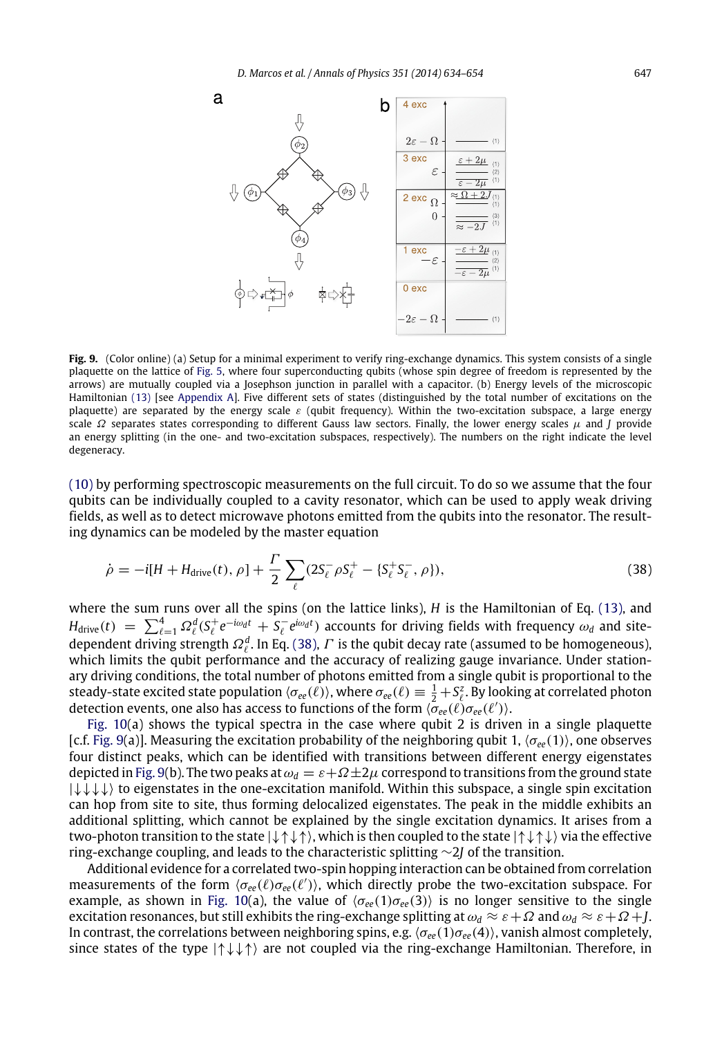**Fig. 9.** (Color online) (a) Setup for a minimal experiment to verify ring-exchange dynamics. This system consists of a single plaquette on the lattice of Fig. 5, where four superconducting qubits (whose spin degree of freedom is represented by the arrows) are mutually coupled via a Josephson junction in parallel with a capacitor. (b) Energy levels of the microscopic Hamiltonian (13) [see Appendix A]. Five different sets of states (distinguished by the total number of excitations on the plaquette) are separated by the energy scale $\varepsilon$ (qubit frequency). Within the two-excitation subspace, a large energy scale $\Omega$ separates states corresponding to different Gauss law sectors. Finally, the lower energy scales $\mu$ and $J$ provide an energy splitting (in the one- and two-excitation subspaces, respectively). The numbers on the right indicate the level degeneracy.

(10) by performing spectroscopic measurements on the full circuit. To do so we assume that the four qubits can be individually coupled to a cavity resonator, which can be used to apply weak driving fields, as well as to detect microwave photons emitted from the qubits into the resonator. The resulting dynamics can be modeled by the master equation

$$\dot{\rho} = -i[H + H_{\text{drive}}(t), \rho] + \frac{\Gamma}{2} \sum_{\ell} (2S_{\ell}^{-} \rho S_{\ell}^{+} - \{S_{\ell}^{+} S_{\ell}^{-}, \rho\}), \tag{38}$$

where the sum runs over all the spins (on the lattice links), $H$ is the Hamiltonian of Eq. (13), and $H_{\text{drive}}(t) = \sum_{\ell=1}^{4} \Omega_{\ell}^{d} (S_{\ell}^{+} e^{-i\omega_d t} + S_{\ell}^{-} e^{i\omega_d t})$ accounts for driving fields with frequency $\omega_d$ and site-dependent driving strength $\Omega_{\ell}^{d}$. In Eq. (38), $\Gamma$ is the qubit decay rate (assumed to be homogeneous), which limits the qubit performance and the accuracy of realizing gauge invariance. Under stationary driving conditions, the total number of photons emitted from a single qubit is proportional to the steady-state excited state population $\langle \sigma_{ee}(\ell) \rangle$, where $\sigma_{ee}(\ell) \equiv \frac{1}{2} + S_{\ell}^{z}$. By looking at correlated photon detection events, one also has access to functions of the form $\langle \sigma_{ee}(\ell) \sigma_{ee}(\ell') \rangle$.

Fig. 10(a) shows the typical spectra in the case where qubit 2 is driven in a single plaquette [c.f. Fig. 9(a)]. Measuring the excitation probability of the neighboring qubit 1, $\langle \sigma_{ee}(1) \rangle$, one observes four distinct peaks, which can be identified with transitions between different energy eigenstates depicted in Fig. 9(b). The two peaks at $\omega_d = \varepsilon + \Omega \pm 2\mu$ correspond to transitions from the ground state $|\downarrow\downarrow\downarrow\downarrow\rangle$ to eigenstates in the one-excitation manifold. Within this subspace, a single spin excitation can hop from site to site, thus forming delocalized eigenstates. The peak in the middle exhibits an additional splitting, which cannot be explained by the single excitation dynamics. It arises from a two-photon transition to the state $|\downarrow\uparrow\downarrow\uparrow\rangle$, which is then coupled to the state $|\uparrow\downarrow\uparrow\downarrow\rangle$ via the effective ring-exchange coupling, and leads to the characteristic splitting $\sim 2J$ of the transition.

Additional evidence for a correlated two-spin hopping interaction can be obtained from correlation measurements of the form $\langle \sigma_{ee}(\ell) \sigma_{ee}(\ell') \rangle$, which directly probe the two-excitation subspace. For example, as shown in Fig. 10(a), the value of $\langle \sigma_{ee}(1) \sigma_{ee}(3) \rangle$ is no longer sensitive to the single excitation resonances, but still exhibits the ring-exchange splitting at $\omega_d \approx \varepsilon + \Omega$ and $\omega_d \approx \varepsilon + \Omega + J$. In contrast, the correlations between neighboring spins, e.g. $\langle \sigma_{ee}(1) \sigma_{ee}(4) \rangle$, vanish almost completely, since states of the type $|\uparrow\downarrow\downarrow\uparrow\rangle$ are not coupled via the ring-exchange Hamiltonian. Therefore, in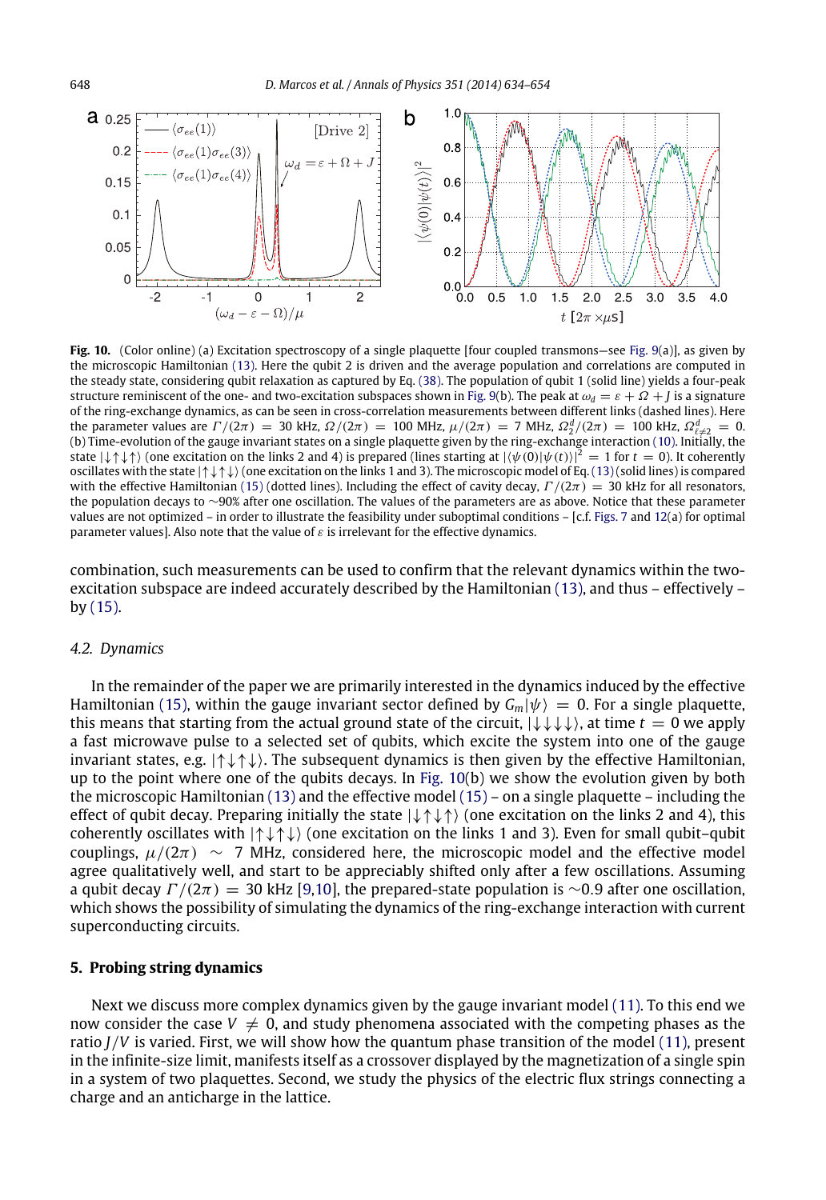**Fig. 10.** (Color online) (a) Excitation spectroscopy of a single plaquette [four coupled transmons—see Fig. 9(a)], as given by the microscopic Hamiltonian (13). Here the qubit 2 is driven and the average population and correlations are computed in the steady state, considering qubit relaxation as captured by Eq. (38). The population of qubit 1 (solid line) yields a four-peak structure reminiscent of the one- and two-excitation subspaces shown in Fig. 9(b). The peak at $\omega_d = \varepsilon + \Omega + J$ is a signature of the ring-exchange dynamics, as can be seen in cross-correlation measurements between different links (dashed lines). Here the parameter values are $\Gamma/(2\pi) = 30$ kHz, $\Omega/(2\pi) = 100$ MHz, $\mu/(2\pi) = 7$ MHz, $\Omega_2^d/(2\pi) = 100$ kHz, $\Omega_{\ell\neq 2}^d = 0$. (b) Time-evolution of the gauge invariant states on a single plaquette given by the ring-exchange interaction (10). Initially, the state $|\downarrow\uparrow\downarrow\uparrow\rangle$ (one excitation on the links 2 and 4) is prepared (lines starting at $|\langle\psi(0)|\psi(t)\rangle|^2 = 1$ for $t = 0$). It coherently oscillates with the state $|\uparrow\downarrow\uparrow\downarrow\rangle$ (one excitation on the links 1 and 3). The microscopic model of Eq. (13) (solid lines) is compared with the effective Hamiltonian (15) (dotted lines). Including the effect of cavity decay, $\Gamma/(2\pi) = 30$ kHz for all resonators, the population decays to $\sim$90% after one oscillation. The values of the parameters are as above. Notice that these parameter values are not optimized – in order to illustrate the feasibility under suboptimal conditions – [c.f. Figs. 7 and 12(a) for optimal parameter values]. Also note that the value of $\varepsilon$ is irrelevant for the effective dynamics.

combination, such measurements can be used to confirm that the relevant dynamics within the two-excitation subspace are indeed accurately described by the Hamiltonian (13), and thus – effectively – by (15).

### 4.2. Dynamics

In the remainder of the paper we are primarily interested in the dynamics induced by the effective Hamiltonian (15), within the gauge invariant sector defined by $G_m|\psi\rangle = 0$. For a single plaquette, this means that starting from the actual ground state of the circuit, $|\downarrow\downarrow\downarrow\downarrow\rangle$, at time $t = 0$ we apply a fast microwave pulse to a selected set of qubits, which excite the system into one of the gauge invariant states, e.g. $|\uparrow\downarrow\uparrow\downarrow\rangle$. The subsequent dynamics is then given by the effective Hamiltonian, up to the point where one of the qubits decays. In Fig. 10(b) we show the evolution given by both the microscopic Hamiltonian (13) and the effective model (15) – on a single plaquette – including the effect of qubit decay. Preparing initially the state $|\downarrow\uparrow\downarrow\uparrow\rangle$ (one excitation on the links 2 and 4), this coherently oscillates with $|\uparrow\downarrow\uparrow\downarrow\rangle$ (one excitation on the links 1 and 3). Even for small qubit–qubit couplings, $\mu/(2\pi) \sim 7$ MHz, considered here, the microscopic model and the effective model agree qualitatively well, and start to be appreciably shifted only after a few oscillations. Assuming a qubit decay $\Gamma/(2\pi) = 30$ kHz [9,10], the prepared-state population is $\sim$0.9 after one oscillation, which shows the possibility of simulating the dynamics of the ring-exchange interaction with current superconducting circuits.

## 5. Probing string dynamics

Next we discuss more complex dynamics given by the gauge invariant model (11). To this end we now consider the case $V \neq 0$, and study phenomena associated with the competing phases as the ratio $J/V$ is varied. First, we will show how the quantum phase transition of the model (11), present in the infinite-size limit, manifests itself as a crossover displayed by the magnetization of a single spin in a system of two plaquettes. Second, we study the physics of the electric flux strings connecting a charge and an anticharge in the lattice.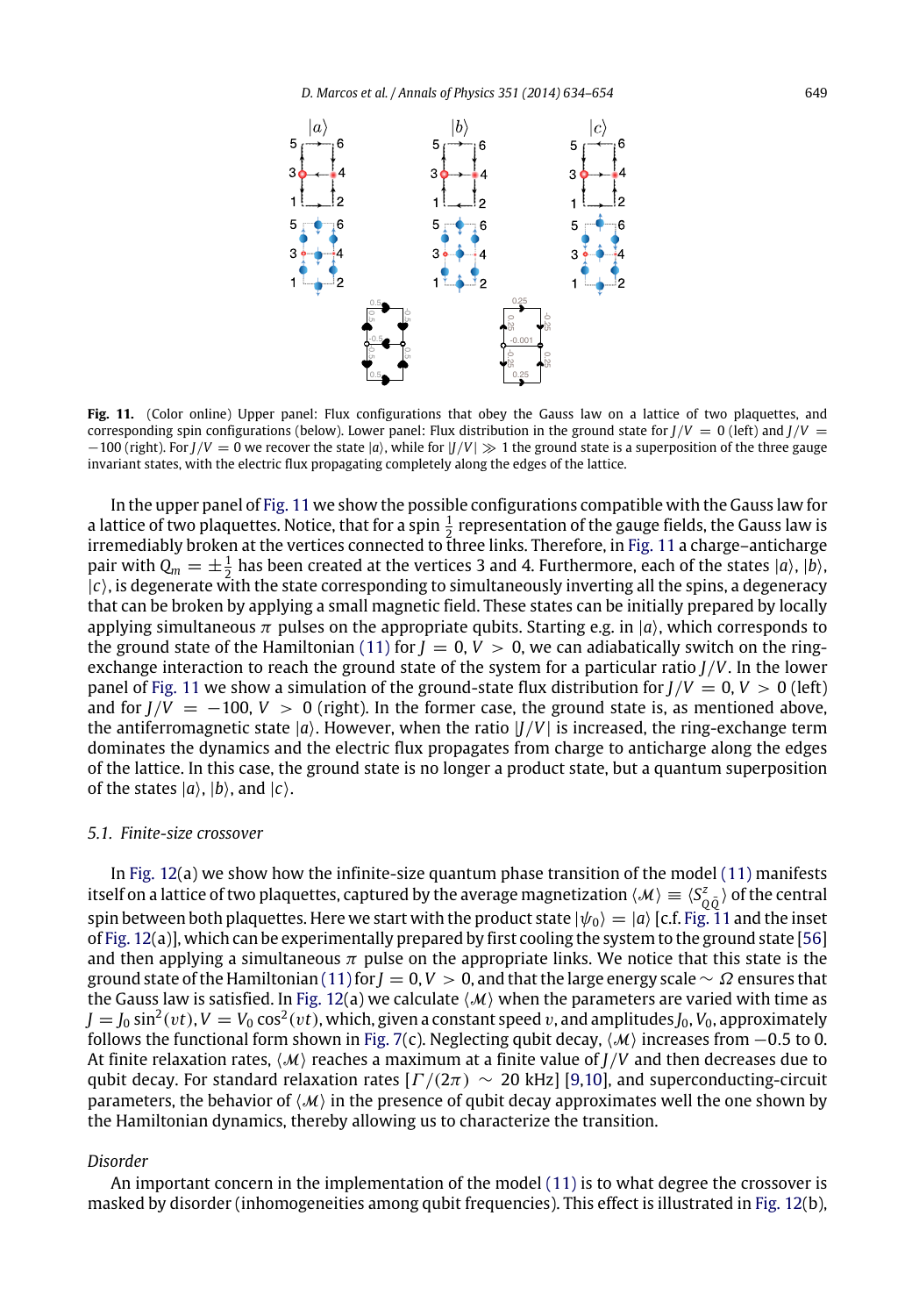**Fig. 11.** (Color online) Upper panel: Flux configurations that obey the Gauss law on a lattice of two plaquettes, and corresponding spin configurations (below). Lower panel: Flux distribution in the ground state for $J/V = 0$ (left) and $J/V = -100$ (right). For $J/V = 0$ we recover the state $|a\rangle$, while for $|J/V| \gg 1$ the ground state is a superposition of the three gauge invariant states, with the electric flux propagating completely along the edges of the lattice.

In the upper panel of Fig. 11 we show the possible configurations compatible with the Gauss law for a lattice of two plaquettes. Notice, that for a spin $\frac{1}{2}$ representation of the gauge fields, the Gauss law is irremediably broken at the vertices connected to three links. Therefore, in Fig. 11 a charge–anticharge pair with $Q_m = \pm\frac{1}{2}$ has been created at the vertices 3 and 4. Furthermore, each of the states $|a\rangle$, $|b\rangle$, $|c\rangle$, is degenerate with the state corresponding to simultaneously inverting all the spins, a degeneracy that can be broken by applying a small magnetic field. These states can be initially prepared by locally applying simultaneous $\pi$ pulses on the appropriate qubits. Starting e.g. in $|a\rangle$, which corresponds to the ground state of the Hamiltonian (11) for $J = 0$, $V > 0$, we can adiabatically switch on the ring-exchange interaction to reach the ground state of the system for a particular ratio $J/V$. In the lower panel of Fig. 11 we show a simulation of the ground-state flux distribution for $J/V = 0$, $V > 0$ (left) and for $J/V = -100$, $V > 0$ (right). In the former case, the ground state is, as mentioned above, the antiferromagnetic state $|a\rangle$. However, when the ratio $|J/V|$ is increased, the ring-exchange term dominates the dynamics and the electric flux propagates from charge to anticharge along the edges of the lattice. In this case, the ground state is no longer a product state, but a quantum superposition of the states $|a\rangle$, $|b\rangle$, and $|c\rangle$.

### 5.1. Finite-size crossover

In Fig. 12(a) we show how the infinite-size quantum phase transition of the model (11) manifests itself on a lattice of two plaquettes, captured by the average magnetization $\langle \mathcal{M} \rangle \equiv \langle S^z_{Q\bar{Q}} \rangle$ of the central spin between both plaquettes. Here we start with the product state $|\psi_0\rangle = |a\rangle$ [c.f. Fig. 11 and the inset of Fig. 12(a)], which can be experimentally prepared by first cooling the system to the ground state [56] and then applying a simultaneous $\pi$ pulse on the appropriate links. We notice that this state is the ground state of the Hamiltonian (11) for $J = 0$, $V > 0$, and that the large energy scale $\sim \Omega$ ensures that the Gauss law is satisfied. In Fig. 12(a) we calculate $\langle \mathcal{M} \rangle$ when the parameters are varied with time as $J = J_0 \sin^2(vt)$, $V = V_0 \cos^2(vt)$, which, given a constant speed $v$, and amplitudes $J_0$, $V_0$, approximately follows the functional form shown in Fig. 7(c). Neglecting qubit decay, $\langle \mathcal{M} \rangle$ increases from $-0.5$ to 0. At finite relaxation rates, $\langle \mathcal{M} \rangle$ reaches a maximum at a finite value of $J/V$ and then decreases due to qubit decay. For standard relaxation rates [$\Gamma/(2\pi) \sim 20$ kHz] [9,10], and superconducting-circuit parameters, the behavior of $\langle \mathcal{M} \rangle$ in the presence of qubit decay approximates well the one shown by the Hamiltonian dynamics, thereby allowing us to characterize the transition.

*Disorder*

An important concern in the implementation of the model (11) is to what degree the crossover is masked by disorder (inhomogeneities among qubit frequencies). This effect is illustrated in Fig. 12(b),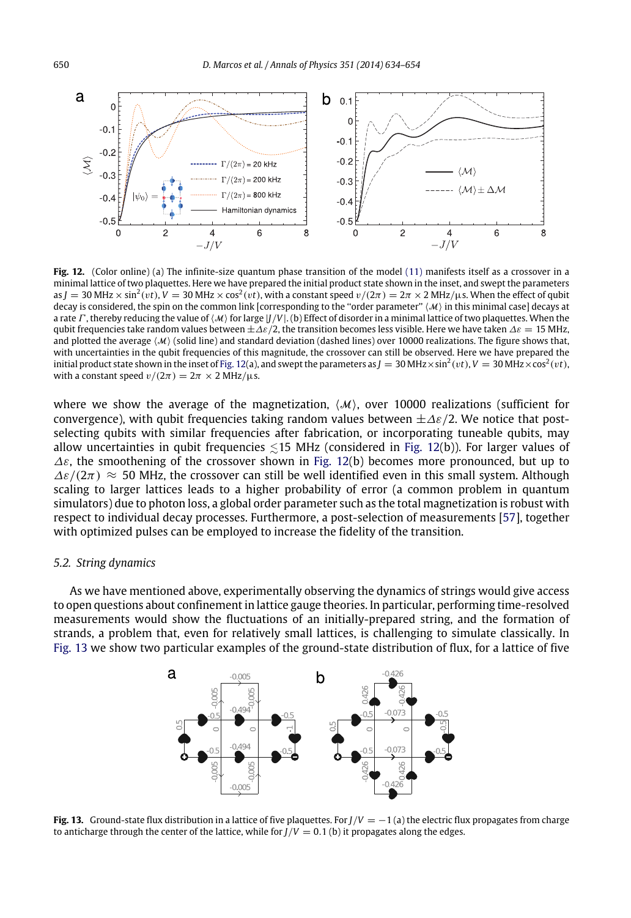**Fig. 12.** (Color online) (a) The infinite-size quantum phase transition of the model (11) manifests itself as a crossover in a minimal lattice of two plaquettes. Here we have prepared the initial product state shown in the inset, and swept the parameters as $J = 30\text{ MHz} \times \sin^2(vt)$, $V = 30\text{ MHz} \times \cos^2(vt)$, with a constant speed $v/(2\pi) = 2\pi \times 2\text{ MHz}/\mu\text{s}$. When the effect of qubit decay is considered, the spin on the common link [corresponding to the "order parameter" $\langle \mathcal{M} \rangle$ in this minimal case] decays at a rate $\Gamma$, thereby reducing the value of $\langle \mathcal{M} \rangle$ for large $|J/V|$. (b) Effect of disorder in a minimal lattice of two plaquettes. When the qubit frequencies take random values between $\pm \Delta\varepsilon/2$, the transition becomes less visible. Here we have taken $\Delta\varepsilon = 15$ MHz, and plotted the average $\langle \mathcal{M} \rangle$ (solid line) and standard deviation (dashed lines) over 10000 realizations. The figure shows that, with uncertainties in the qubit frequencies of this magnitude, the crossover can still be observed. Here we have prepared the initial product state shown in the inset of Fig. 12(a), and swept the parameters as $J = 30\text{ MHz} \times \sin^2(vt)$, $V = 30\text{ MHz} \times \cos^2(vt)$, with a constant speed $v/(2\pi) = 2\pi \times 2\text{ MHz}/\mu\text{s}$.

where we show the average of the magnetization, $\langle \mathcal{M} \rangle$, over 10000 realizations (sufficient for convergence), with qubit frequencies taking random values between $\pm\Delta\varepsilon/2$. We notice that post-selecting qubits with similar frequencies after fabrication, or incorporating tuneable qubits, may allow uncertainties in qubit frequencies $\lesssim 15$ MHz (considered in Fig. 12(b)). For larger values of $\Delta\varepsilon$, the smoothening of the crossover shown in Fig. 12(b) becomes more pronounced, but up to $\Delta\varepsilon/(2\pi) \approx 50$ MHz, the crossover can still be well identified even in this small system. Although scaling to larger lattices leads to a higher probability of error (a common problem in quantum simulators) due to photon loss, a global order parameter such as the total magnetization is robust with respect to individual decay processes. Furthermore, a post-selection of measurements [57], together with optimized pulses can be employed to increase the fidelity of the transition.

### 5.2. String dynamics

As we have mentioned above, experimentally observing the dynamics of strings would give access to open questions about confinement in lattice gauge theories. In particular, performing time-resolved measurements would show the fluctuations of an initially-prepared string, and the formation of strands, a problem that, even for relatively small lattices, is challenging to simulate classically. In Fig. 13 we show two particular examples of the ground-state distribution of flux, for a lattice of five

**Fig. 13.** Ground-state flux distribution in a lattice of five plaquettes. For $J/V = -1$ (a) the electric flux propagates from charge to anticharge through the center of the lattice, while for $J/V = 0.1$ (b) it propagates along the edges.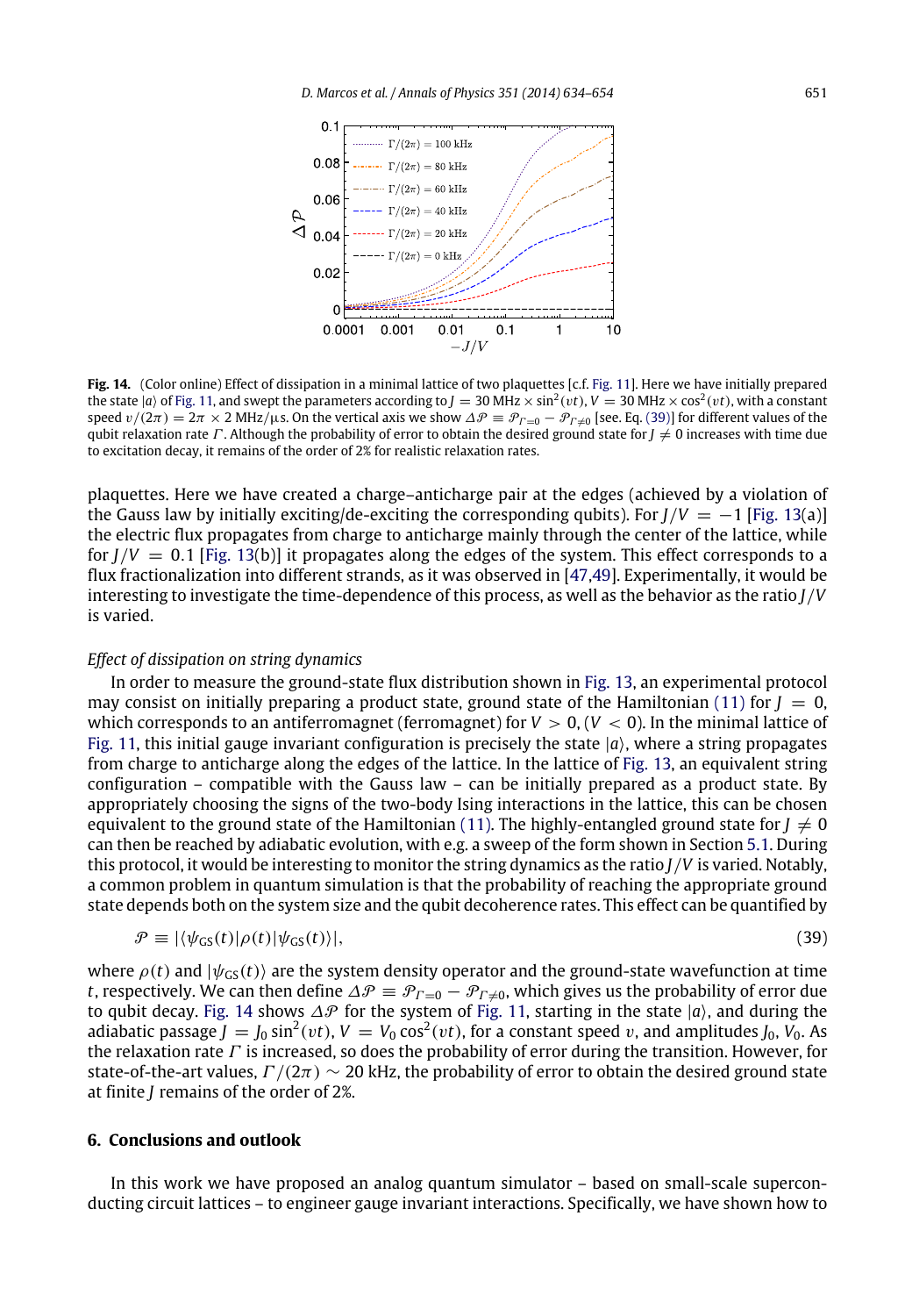**Fig. 14.** (Color online) Effect of dissipation in a minimal lattice of two plaquettes [c.f. Fig. 11]. Here we have initially prepared the state $|a\rangle$ of Fig. 11, and swept the parameters according to $J = 30\text{ MHz} \times \sin^2(vt)$, $V = 30\text{ MHz} \times \cos^2(vt)$, with a constant speed $v/(2\pi) = 2\pi \times 2\text{ MHz}/\mu\text{s}$. On the vertical axis we show $\Delta\mathcal{P} \equiv \mathcal{P}_{\Gamma=0} - \mathcal{P}_{\Gamma\neq 0}$ [see. Eq. (39)] for different values of the qubit relaxation rate $\Gamma$. Although the probability of error to obtain the desired ground state for $J \neq 0$ increases with time due to excitation decay, it remains of the order of 2% for realistic relaxation rates.

plaquettes. Here we have created a charge–anticharge pair at the edges (achieved by a violation of the Gauss law by initially exciting/de-exciting the corresponding qubits). For $J/V = -1$ [Fig. 13(a)] the electric flux propagates from charge to anticharge mainly through the center of the lattice, while for $J/V = 0.1$ [Fig. 13(b)] it propagates along the edges of the system. This effect corresponds to a flux fractionalization into different strands, as it was observed in [47,49]. Experimentally, it would be interesting to investigate the time-dependence of this process, as well as the behavior as the ratio $J/V$ is varied.

*Effect of dissipation on string dynamics*

In order to measure the ground-state flux distribution shown in Fig. 13, an experimental protocol may consist on initially preparing a product state, ground state of the Hamiltonian (11) for $J = 0$, which corresponds to an antiferromagnet (ferromagnet) for $V > 0$, ($V < 0$). In the minimal lattice of Fig. 11, this initial gauge invariant configuration is precisely the state $|a\rangle$, where a string propagates from charge to anticharge along the edges of the lattice. In the lattice of Fig. 13, an equivalent string configuration – compatible with the Gauss law – can be initially prepared as a product state. By appropriately choosing the signs of the two-body Ising interactions in the lattice, this can be chosen equivalent to the ground state of the Hamiltonian (11). The highly-entangled ground state for $J \neq 0$ can then be reached by adiabatic evolution, with e.g. a sweep of the form shown in Section 5.1. During this protocol, it would be interesting to monitor the string dynamics as the ratio $J/V$ is varied. Notably, a common problem in quantum simulation is that the probability of reaching the appropriate ground state depends both on the system size and the qubit decoherence rates. This effect can be quantified by

$$\mathcal{P} \equiv |\langle \psi_{\text{GS}}(t)|\rho(t)|\psi_{\text{GS}}(t)\rangle|, \tag{39}$$

where $\rho(t)$ and $|\psi_{\text{GS}}(t)\rangle$ are the system density operator and the ground-state wavefunction at time $t$, respectively. We can then define $\Delta\mathcal{P} \equiv \mathcal{P}_{\Gamma=0} - \mathcal{P}_{\Gamma\neq 0}$, which gives us the probability of error due to qubit decay. Fig. 14 shows $\Delta\mathcal{P}$ for the system of Fig. 11, starting in the state $|a\rangle$, and during the adiabatic passage $J = J_0 \sin^2(vt)$, $V = V_0 \cos^2(vt)$, for a constant speed $v$, and amplitudes $J_0$, $V_0$. As the relaxation rate $\Gamma$ is increased, so does the probability of error during the transition. However, for state-of-the-art values, $\Gamma/(2\pi) \sim 20$ kHz, the probability of error to obtain the desired ground state at finite $J$ remains of the order of 2%.

## 6. Conclusions and outlook

In this work we have proposed an analog quantum simulator – based on small-scale superconducting circuit lattices – to engineer gauge invariant interactions. Specifically, we have shown how to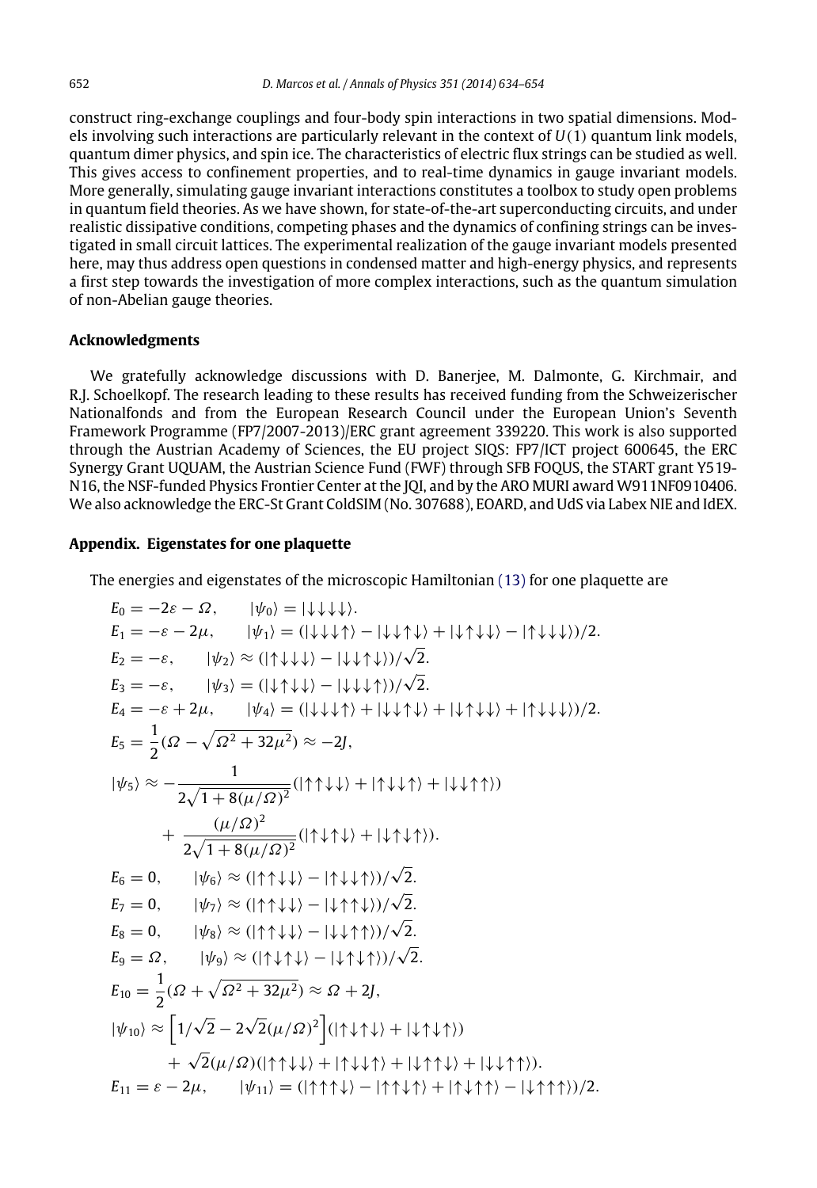construct ring-exchange couplings and four-body spin interactions in two spatial dimensions. Models involving such interactions are particularly relevant in the context of $U(1)$ quantum link models, quantum dimer physics, and spin ice. The characteristics of electric flux strings can be studied as well. This gives access to confinement properties, and to real-time dynamics in gauge invariant models. More generally, simulating gauge invariant interactions constitutes a toolbox to study open problems in quantum field theories. As we have shown, for state-of-the-art superconducting circuits, and under realistic dissipative conditions, competing phases and the dynamics of confining strings can be investigated in small circuit lattices. The experimental realization of the gauge invariant models presented here, may thus address open questions in condensed matter and high-energy physics, and represents a first step towards the investigation of more complex interactions, such as the quantum simulation of non-Abelian gauge theories.

### Acknowledgments

We gratefully acknowledge discussions with D. Banerjee, M. Dalmonte, G. Kirchmair, and R.J. Schoelkopf. The research leading to these results has received funding from the Schweizerischer Nationalfonds and from the European Research Council under the European Union's Seventh Framework Programme (FP7/2007-2013)/ERC grant agreement 339220. This work is also supported through the Austrian Academy of Sciences, the EU project SIQS: FP7/ICT project 600645, the ERC Synergy Grant UQUAM, the Austrian Science Fund (FWF) through SFB FOQUS, the START grant Y519-N16, the NSF-funded Physics Frontier Center at the JQI, and by the ARO MURI award W911NF0910406. We also acknowledge the ERC-St Grant ColdSIM (No. 307688), EOARD, and UdS via Labex NIE and IdEX.

### Appendix. Eigenstates for one plaquette

The energies and eigenstates of the microscopic Hamiltonian (13) for one plaquette are

$$E_0 = -2\varepsilon - \Omega, \qquad |\psi_0\rangle = |{\downarrow\downarrow\downarrow\downarrow}\rangle.$$

$$E_1 = -\varepsilon - 2\mu, \qquad |\psi_1\rangle = (|{\downarrow\downarrow\downarrow\uparrow}\rangle - |{\downarrow\downarrow\uparrow\downarrow}\rangle + |{\downarrow\uparrow\downarrow\downarrow}\rangle - |{\uparrow\downarrow\downarrow\downarrow}\rangle)/2.$$

$$E_2 = -\varepsilon, \qquad |\psi_2\rangle \approx (|{\uparrow\downarrow\downarrow\downarrow}\rangle - |{\downarrow\downarrow\uparrow\downarrow}\rangle)/\sqrt{2}.$$

$$E_3 = -\varepsilon, \qquad |\psi_3\rangle = (|{\downarrow\uparrow\downarrow\downarrow}\rangle - |{\downarrow\downarrow\downarrow\uparrow}\rangle)/\sqrt{2}.$$

$$E_4 = -\varepsilon + 2\mu, \qquad |\psi_4\rangle = (|{\downarrow\downarrow\downarrow\uparrow}\rangle + |{\downarrow\downarrow\uparrow\downarrow}\rangle + |{\downarrow\uparrow\downarrow\downarrow}\rangle + |{\uparrow\downarrow\downarrow\downarrow}\rangle)/2.$$

$$E_5 = \frac{1}{2}(\Omega - \sqrt{\Omega^2 + 32\mu^2}) \approx -2J,$$

$$|\psi_5\rangle \approx -\frac{1}{2\sqrt{1 + 8(\mu/\Omega)^2}}(|{\uparrow\uparrow\downarrow\downarrow}\rangle + |{\uparrow\downarrow\downarrow\uparrow}\rangle + |{\downarrow\downarrow\uparrow\uparrow}\rangle) + \frac{(\mu/\Omega)^2}{2\sqrt{1 + 8(\mu/\Omega)^2}}(|{\uparrow\downarrow\uparrow\downarrow}\rangle + |{\downarrow\uparrow\downarrow\uparrow}\rangle).$$

$$E_6 = 0, \qquad |\psi_6\rangle \approx (|{\uparrow\uparrow\downarrow\downarrow}\rangle - |{\uparrow\downarrow\downarrow\uparrow}\rangle)/\sqrt{2}.$$

$$E_7 = 0, \qquad |\psi_7\rangle \approx (|{\uparrow\uparrow\downarrow\downarrow}\rangle - |{\downarrow\uparrow\uparrow\downarrow}\rangle)/\sqrt{2}.$$

$$E_8 = 0, \qquad |\psi_8\rangle \approx (|{\uparrow\uparrow\downarrow\downarrow}\rangle - |{\downarrow\downarrow\uparrow\uparrow}\rangle)/\sqrt{2}.$$

$$E_9 = \Omega, \qquad |\psi_9\rangle \approx (|{\uparrow\downarrow\uparrow\downarrow}\rangle - |{\downarrow\uparrow\downarrow\uparrow}\rangle)/\sqrt{2}.$$

$$E_{10} = \frac{1}{2}(\Omega + \sqrt{\Omega^2 + 32\mu^2}) \approx \Omega + 2J,$$

$$|\psi_{10}\rangle \approx \left[1/\sqrt{2} - 2\sqrt{2}(\mu/\Omega)^2\right](|{\uparrow\downarrow\uparrow\downarrow}\rangle + |{\downarrow\uparrow\downarrow\uparrow}\rangle) + \sqrt{2}(\mu/\Omega)(|{\uparrow\uparrow\downarrow\downarrow}\rangle + |{\uparrow\downarrow\downarrow\uparrow}\rangle + |{\downarrow\uparrow\uparrow\downarrow}\rangle + |{\downarrow\downarrow\uparrow\uparrow}\rangle).$$

$$E_{11} = \varepsilon - 2\mu, \qquad |\psi_{11}\rangle = (|{\uparrow\uparrow\uparrow\downarrow}\rangle - |{\uparrow\uparrow\downarrow\uparrow}\rangle + |{\uparrow\downarrow\uparrow\uparrow}\rangle - |{\downarrow\uparrow\uparrow\uparrow}\rangle)/2.$$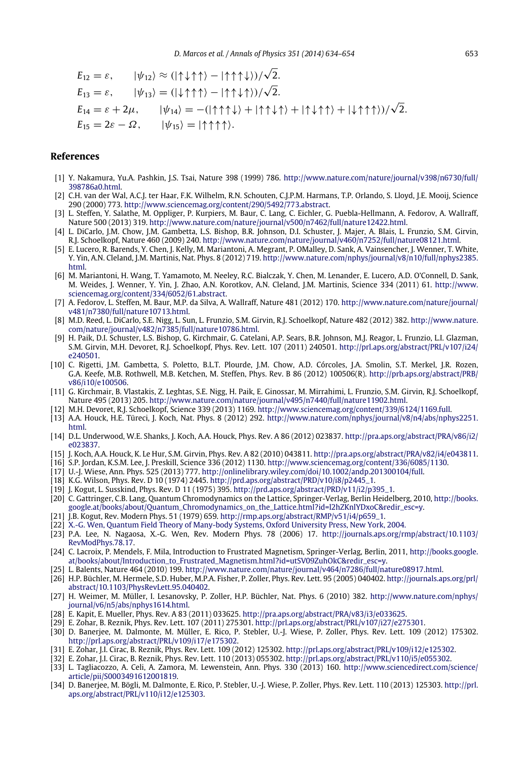$$E_{12} = \varepsilon, \qquad |\psi_{12}\rangle \approx (|\uparrow\downarrow\uparrow\uparrow\rangle - |\uparrow\uparrow\uparrow\downarrow\rangle)/\sqrt{2}.$$

$$E_{13} = \varepsilon, \qquad |\psi_{13}\rangle = (|\downarrow\uparrow\uparrow\uparrow\rangle - |\uparrow\uparrow\downarrow\uparrow\rangle)/\sqrt{2}.$$

$$E_{14} = \varepsilon + 2\mu, \qquad |\psi_{14}\rangle = -(|\uparrow\uparrow\uparrow\downarrow\rangle + |\uparrow\uparrow\downarrow\uparrow\rangle + |\uparrow\downarrow\uparrow\uparrow\rangle + |\downarrow\uparrow\uparrow\uparrow\rangle)/\sqrt{2}.$$

$$E_{15} = 2\varepsilon - \Omega, \qquad |\psi_{15}\rangle = |\uparrow\uparrow\uparrow\uparrow\rangle.$$

## References

[1] Y. Nakamura, Yu.A. Pashkin, J.S. Tsai, Nature 398 (1999) 786. http://www.nature.com/nature/journal/v398/n6730/full/398786a0.html.

[2] C.H. van der Wal, A.C.J. ter Haar, F.K. Wilhelm, R.N. Schouten, C.J.P.M. Harmans, T.P. Orlando, S. Lloyd, J.E. Mooij, Science 290 (2000) 773. http://www.sciencemag.org/content/290/5492/773.abstract.

[3] L. Steffen, Y. Salathe, M. Oppliger, P. Kurpiers, M. Baur, C. Lang, C. Eichler, G. Puebla-Hellmann, A. Fedorov, A. Wallraff, Nature 500 (2013) 319. http://www.nature.com/nature/journal/v500/n7462/full/nature12422.html.

[4] L. DiCarlo, J.M. Chow, J.M. Gambetta, L.S. Bishop, B.R. Johnson, D.I. Schuster, J. Majer, A. Blais, L. Frunzio, S.M. Girvin, R.J. Schoelkopf, Nature 460 (2009) 240. http://www.nature.com/nature/journal/v460/n7252/full/nature08121.html.

[5] E. Lucero, R. Barends, Y. Chen, J. Kelly, M. Mariantoni, A. Megrant, P. OMalley, D. Sank, A. Vainsencher, J. Wenner, T. White, Y. Yin, A.N. Cleland, J.M. Martinis, Nat. Phys. 8 (2012) 719. http://www.nature.com/nphys/journal/v8/n10/full/nphys2385.html.

[6] M. Mariantoni, H. Wang, T. Yamamoto, M. Neeley, R.C. Bialczak, Y. Chen, M. Lenander, E. Lucero, A.D. O'Connell, D. Sank, M. Weides, J. Wenner, Y. Yin, J. Zhao, A.N. Korotkov, A.N. Cleland, J.M. Martinis, Science 334 (2011) 61. http://www.sciencemag.org/content/334/6052/61.abstract.

[7] A. Fedorov, L. Steffen, M. Baur, M.P. da Silva, A. Wallraff, Nature 481 (2012) 170. http://www.nature.com/nature/journal/v481/n7380/full/nature10713.html.

[8] M.D. Reed, L. DiCarlo, S.E. Nigg, L. Sun, L. Frunzio, S.M. Girvin, R.J. Schoelkopf, Nature 482 (2012) 382. http://www.nature.com/nature/journal/v482/n7385/full/nature10786.html.

[9] H. Paik, D.I. Schuster, L.S. Bishop, G. Kirchmair, G. Catelani, A.P. Sears, B.R. Johnson, M.J. Reagor, L. Frunzio, L.I. Glazman, S.M. Girvin, M.H. Devoret, R.J. Schoelkopf, Phys. Rev. Lett. 107 (2011) 240501. http://prl.aps.org/abstract/PRL/v107/i24/e240501.

[10] C. Rigetti, J.M. Gambetta, S. Poletto, B.L.T. Plourde, J.M. Chow, A.D. Córcoles, J.A. Smolin, S.T. Merkel, J.R. Rozen, G.A. Keefe, M.B. Rothwell, M.B. Ketchen, M. Steffen, Phys. Rev. B 86 (2012) 100506(R). http://prb.aps.org/abstract/PRB/v86/i10/e100506.

[11] G. Kirchmair, B. Vlastakis, Z. Leghtas, S.E. Nigg, H. Paik, E. Ginossar, M. Mirrahimi, L. Frunzio, S.M. Girvin, R.J. Schoelkopf, Nature 495 (2013) 205. http://www.nature.com/nature/journal/v495/n7440/full/nature11902.html.

[12] M.H. Devoret, R.J. Schoelkopf, Science 339 (2013) 1169. http://www.sciencemag.org/content/339/6124/1169.full.

[13] A.A. Houck, H.E. Türeci, J. Koch, Nat. Phys. 8 (2012) 292. http://www.nature.com/nphys/journal/v8/n4/abs/nphys2251.html.

[14] D.L. Underwood, W.E. Shanks, J. Koch, A.A. Houck, Phys. Rev. A 86 (2012) 023837. http://pra.aps.org/abstract/PRA/v86/i2/e023837.

[15] J. Koch, A.A. Houck, K. Le Hur, S.M. Girvin, Phys. Rev. A 82 (2010) 043811. http://pra.aps.org/abstract/PRA/v82/i4/e043811.

[16] S.P. Jordan, K.S.M. Lee, J. Preskill, Science 336 (2012) 1130. http://www.sciencemag.org/content/336/6085/1130.

[17] U.-J. Wiese, Ann. Phys. 525 (2013) 777. http://onlinelibrary.wiley.com/doi/10.1002/andp.201300104/full.

[18] K.G. Wilson, Phys. Rev. D 10 (1974) 2445. http://prd.aps.org/abstract/PRD/v10/i8/p2445_1.

[19] J. Kogut, L. Susskind, Phys. Rev. D 11 (1975) 395. http://prd.aps.org/abstract/PRD/v11/i2/p395_1.

[20] C. Gattringer, C.B. Lang, Quantum Chromodynamics on the Lattice, Springer-Verlag, Berlin Heidelberg, 2010, http://books.google.at/books/about/Quantum_Chromodynamics_on_the_Lattice.html?id=l2hZKnlYDxoC&redir_esc=y.

[21] J.B. Kogut, Rev. Modern Phys. 51 (1979) 659. http://rmp.aps.org/abstract/RMP/v51/i4/p659_1.

[22] X.-G. Wen, Quantum Field Theory of Many-body Systems, Oxford University Press, New York, 2004.

[23] P.A. Lee, N. Nagaosa, X.-G. Wen, Rev. Modern Phys. 78 (2006) 17. http://journals.aps.org/rmp/abstract/10.1103/RevModPhys.78.17.

[24] C. Lacroix, P. Mendels, F. Mila, Introduction to Frustrated Magnetism, Springer-Verlag, Berlin, 2011, http://books.google.at/books/about/Introduction_to_Frustrated_Magnetism.html?id=utSV09ZuhOkC&redir_esc=y.

[25] L. Balents, Nature 464 (2010) 199. http://www.nature.com/nature/journal/v464/n7286/full/nature08917.html.

[26] H.P. Büchler, M. Hermele, S.D. Huber, M.P.A. Fisher, P. Zoller, Phys. Rev. Lett. 95 (2005) 040402. http://journals.aps.org/prl/abstract/10.1103/PhysRevLett.95.040402.

[27] H. Weimer, M. Müller, I. Lesanovsky, P. Zoller, H.P. Büchler, Nat. Phys. 6 (2010) 382. http://www.nature.com/nphys/journal/v6/n5/abs/nphys1614.html.

[28] E. Kapit, E. Mueller, Phys. Rev. A 83 (2011) 033625. http://pra.aps.org/abstract/PRA/v83/i3/e033625.

[29] E. Zohar, B. Reznik, Phys. Rev. Lett. 107 (2011) 275301. http://prl.aps.org/abstract/PRL/v107/i27/e275301.

[30] D. Banerjee, M. Dalmonte, M. Müller, E. Rico, P. Stebler, U.-J. Wiese, P. Zoller, Phys. Rev. Lett. 109 (2012) 175302. http://prl.aps.org/abstract/PRL/v109/i17/e175302.

[31] E. Zohar, J.I. Cirac, B. Reznik, Phys. Rev. Lett. 109 (2012) 125302. http://prl.aps.org/abstract/PRL/v109/i12/e125302.

[32] E. Zohar, J.I. Cirac, B. Reznik, Phys. Rev. Lett. 110 (2013) 055302. http://prl.aps.org/abstract/PRL/v110/i5/e055302.

[33] L. Tagliacozzo, A. Celi, A. Zamora, M. Lewenstein, Ann. Phys. 330 (2013) 160. http://www.sciencedirect.com/science/article/pii/S0003491612001819.

[34] D. Banerjee, M. Bögli, M. Dalmonte, E. Rico, P. Stebler, U.-J. Wiese, P. Zoller, Phys. Rev. Lett. 110 (2013) 125303. http://prl.aps.org/abstract/PRL/v110/i12/e125303.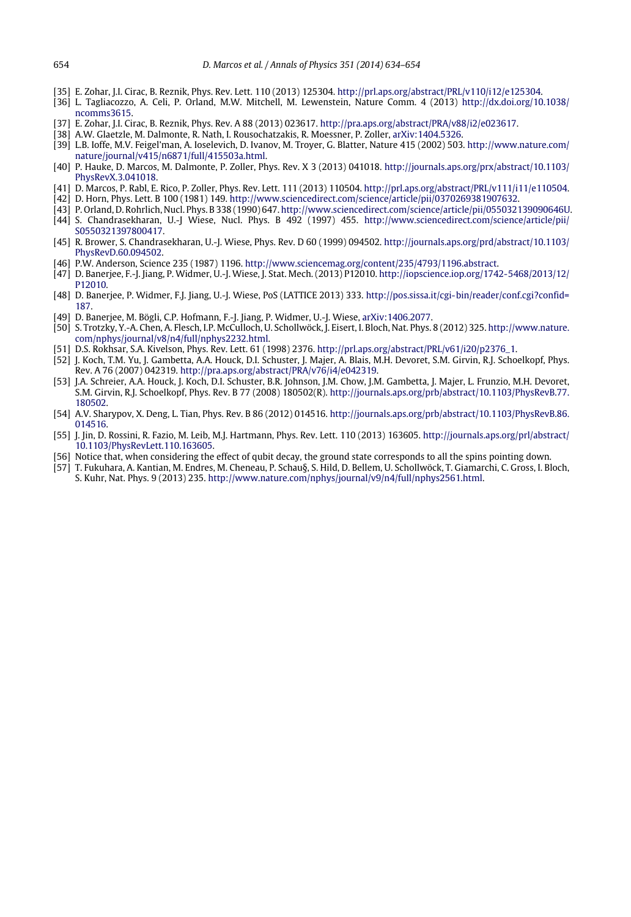[35] E. Zohar, J.I. Cirac, B. Reznik, Phys. Rev. Lett. 110 (2013) 125304. http://prl.aps.org/abstract/PRL/v110/i12/e125304.

[36] L. Tagliacozzo, A. Celi, P. Orland, M.W. Mitchell, M. Lewenstein, Nature Comm. 4 (2013) http://dx.doi.org/10.1038/ncomms3615.

[37] E. Zohar, J.I. Cirac, B. Reznik, Phys. Rev. A 88 (2013) 023617. http://pra.aps.org/abstract/PRA/v88/i2/e023617.

[38] A.W. Glaetzle, M. Dalmonte, R. Nath, I. Rousochatzakis, R. Moessner, P. Zoller, arXiv:1404.5326.

[39] L.B. Ioffe, M.V. Feigel'man, A. Ioselevich, D. Ivanov, M. Troyer, G. Blatter, Nature 415 (2002) 503. http://www.nature.com/nature/journal/v415/n6871/full/415503a.html.

[40] P. Hauke, D. Marcos, M. Dalmonte, P. Zoller, Phys. Rev. X 3 (2013) 041018. http://journals.aps.org/prx/abstract/10.1103/PhysRevX.3.041018.

[41] D. Marcos, P. Rabl, E. Rico, P. Zoller, Phys. Rev. Lett. 111 (2013) 110504. http://prl.aps.org/abstract/PRL/v111/i11/e110504.

[42] D. Horn, Phys. Lett. B 100 (1981) 149. http://www.sciencedirect.com/science/article/pii/0370269381907632.

[43] P. Orland, D. Rohrlich, Nucl. Phys. B 338 (1990) 647. http://www.sciencedirect.com/science/article/pii/055032139090646U.

[44] S. Chandrasekharan, U.-J Wiese, Nucl. Phys. B 492 (1997) 455. http://www.sciencedirect.com/science/article/pii/S0550321397800417.

[45] R. Brower, S. Chandrasekharan, U.-J. Wiese, Phys. Rev. D 60 (1999) 094502. http://journals.aps.org/prd/abstract/10.1103/PhysRevD.60.094502.

[46] P.W. Anderson, Science 235 (1987) 1196. http://www.sciencemag.org/content/235/4793/1196.abstract.

[47] D. Banerjee, F.-J. Jiang, P. Widmer, U.-J. Wiese, J. Stat. Mech. (2013) P12010. http://iopscience.iop.org/1742-5468/2013/12/P12010.

[48] D. Banerjee, P. Widmer, F.J. Jiang, U.-J. Wiese, PoS (LATTICE 2013) 333. http://pos.sissa.it/cgi-bin/reader/conf.cgi?confid=187.

[49] D. Banerjee, M. Bögli, C.P. Hofmann, F.-J. Jiang, P. Widmer, U.-J. Wiese, arXiv:1406.2077.

[50] S. Trotzky, Y.-A. Chen, A. Flesch, I.P. McCulloch, U. Schollwöck, J. Eisert, I. Bloch, Nat. Phys. 8 (2012) 325. http://www.nature.com/nphys/journal/v8/n4/full/nphys2232.html.

[51] D.S. Rokhsar, S.A. Kivelson, Phys. Rev. Lett. 61 (1998) 2376. http://prl.aps.org/abstract/PRL/v61/i20/p2376_1.

[52] J. Koch, T.M. Yu, J. Gambetta, A.A. Houck, D.I. Schuster, J. Majer, A. Blais, M.H. Devoret, S.M. Girvin, R.J. Schoelkopf, Phys. Rev. A 76 (2007) 042319. http://pra.aps.org/abstract/PRA/v76/i4/e042319.

[53] J.A. Schreier, A.A. Houck, J. Koch, D.I. Schuster, B.R. Johnson, J.M. Chow, J.M. Gambetta, J. Majer, L. Frunzio, M.H. Devoret, S.M. Girvin, R.J. Schoelkopf, Phys. Rev. B 77 (2008) 180502(R). http://journals.aps.org/prb/abstract/10.1103/PhysRevB.77.180502.

[54] A.V. Sharypov, X. Deng, L. Tian, Phys. Rev. B 86 (2012) 014516. http://journals.aps.org/prb/abstract/10.1103/PhysRevB.86.014516.

[55] J. Jin, D. Rossini, R. Fazio, M. Leib, M.J. Hartmann, Phys. Rev. Lett. 110 (2013) 163605. http://journals.aps.org/prl/abstract/10.1103/PhysRevLett.110.163605.

[56] Notice that, when considering the effect of qubit decay, the ground state corresponds to all the spins pointing down.

[57] T. Fukuhara, A. Kantian, M. Endres, M. Cheneau, P. Schau§, S. Hild, D. Bellem, U. Schollwöck, T. Giamarchi, C. Gross, I. Bloch, S. Kuhr, Nat. Phys. 9 (2013) 235. http://www.nature.com/nphys/journal/v9/n4/full/nphys2561.html.